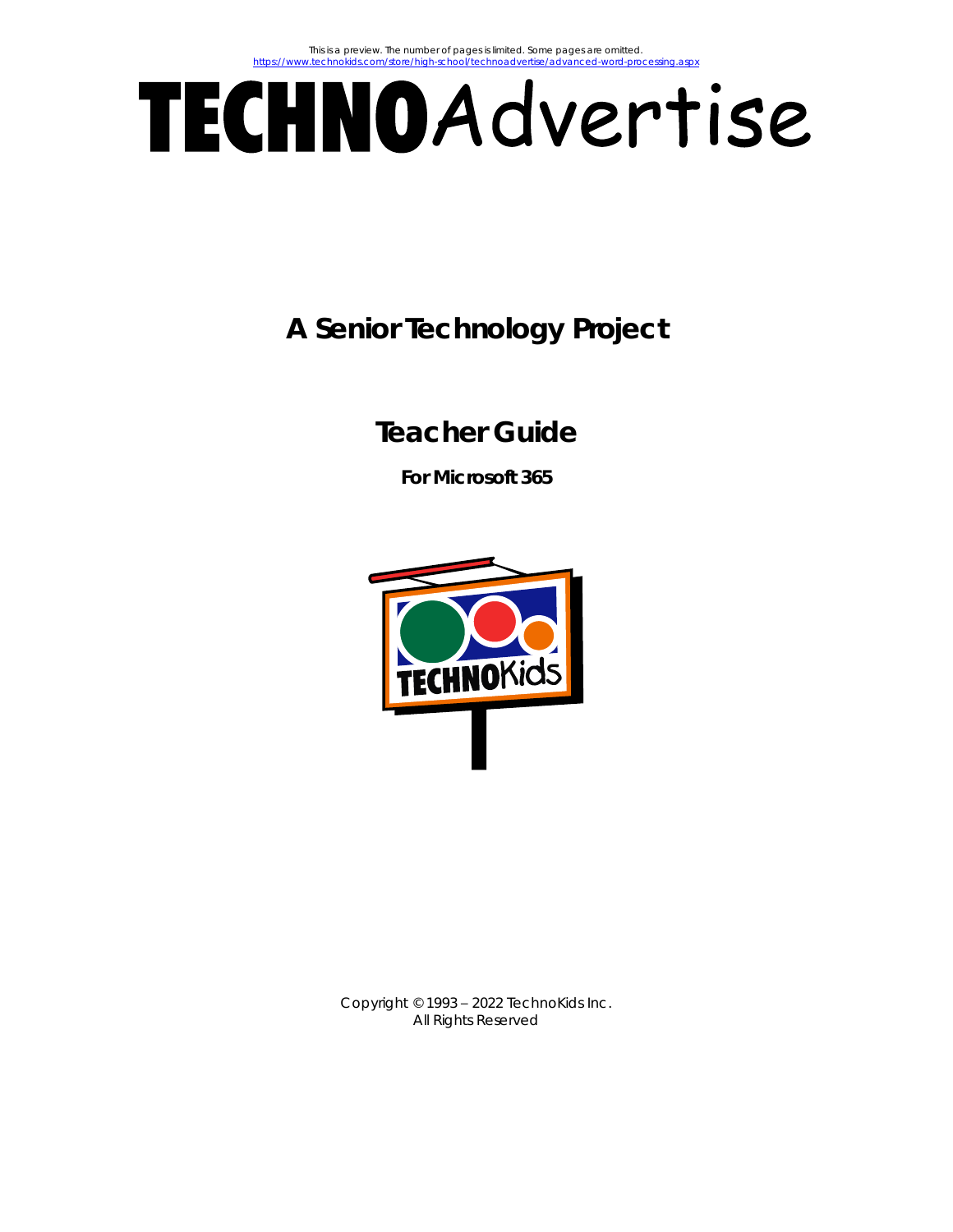This is a preview. The number of pages is limited. Some pages are omitted.
https://www.technokids.com/store/high-school/technoadvertise/advanced-word-processing.aspx

# TECHNOAdvertise

## A Senior Technology Project

## Teacher Guide

**For Microsoft 365**

Copyright © 1993 – 2022 TechnoKids Inc.
All Rights Reserved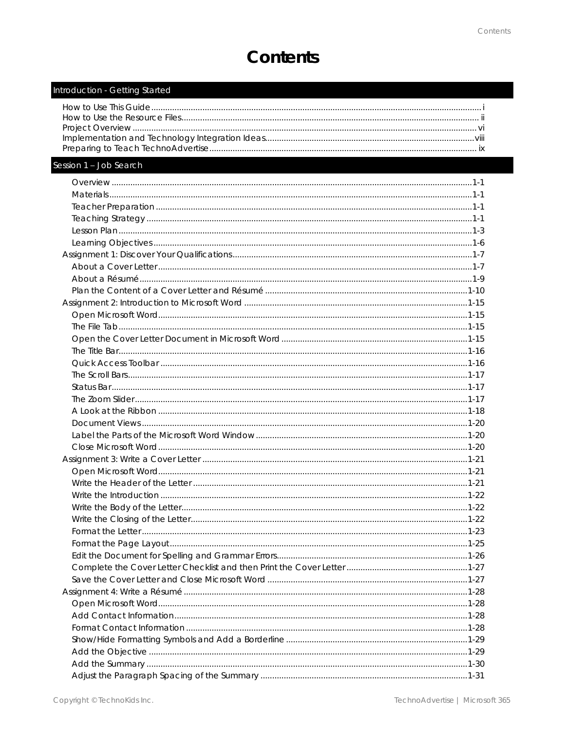# Contents

## Introduction - Getting Started

- How to Use This Guide ... i
- How to Use the Resource Files ... ii
- Project Overview ... vi
- Implementation and Technology Integration Ideas ... viii
- Preparing to Teach TechnoAdvertise ... ix

## Session 1 – Job Search

- Overview ... 1-1
- Materials ... 1-1
- Teacher Preparation ... 1-1
- Teaching Strategy ... 1-1
- Lesson Plan ... 1-3
- Learning Objectives ... 1-6

Assignment 1: Discover Your Qualifications ... 1-7
- About a Cover Letter ... 1-7
- About a Résumé ... 1-9
- Plan the Content of a Cover Letter and Résumé ... 1-10

Assignment 2: Introduction to Microsoft Word ... 1-15
- Open Microsoft Word ... 1-15
- The File Tab ... 1-15
- Open the Cover Letter Document in Microsoft Word ... 1-15
- The Title Bar ... 1-16
- Quick Access Toolbar ... 1-16
- The Scroll Bars ... 1-17
- Status Bar ... 1-17
- The Zoom Slider ... 1-17
- A Look at the Ribbon ... 1-18
- Document Views ... 1-20
- Label the Parts of the Microsoft Word Window ... 1-20
- Close Microsoft Word ... 1-20

Assignment 3: Write a Cover Letter ... 1-21
- Open Microsoft Word ... 1-21
- Write the Header of the Letter ... 1-21
- Write the Introduction ... 1-22
- Write the Body of the Letter ... 1-22
- Write the Closing of the Letter ... 1-22
- Format the Letter ... 1-23
- Format the Page Layout ... 1-25
- Edit the Document for Spelling and Grammar Errors ... 1-26
- Complete the Cover Letter Checklist and then Print the Cover Letter ... 1-27
- Save the Cover Letter and Close Microsoft Word ... 1-27

Assignment 4: Write a Résumé ... 1-28
- Open Microsoft Word ... 1-28
- Add Contact Information ... 1-28
- Format Contact Information ... 1-28
- Show/Hide Formatting Symbols and Add a Borderline ... 1-29
- Add the Objective ... 1-29
- Add the Summary ... 1-30
- Adjust the Paragraph Spacing of the Summary ... 1-31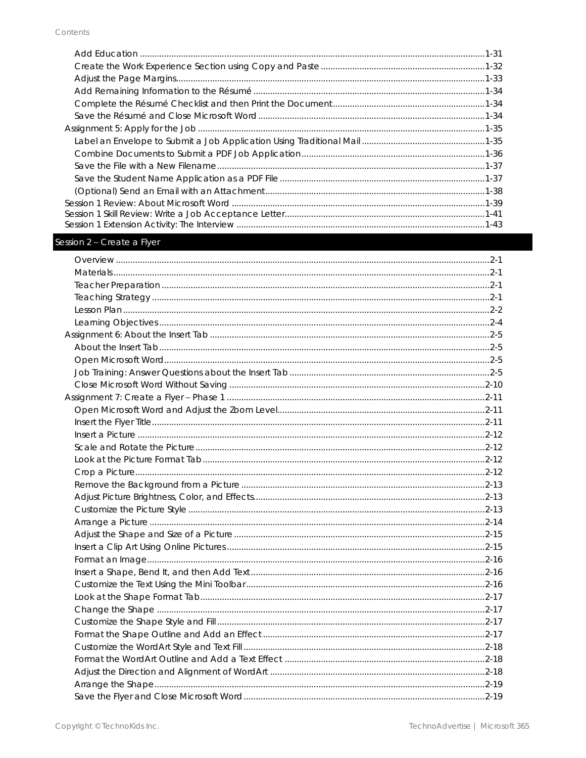- Add Education ..... 1-31
- Create the Work Experience Section using Copy and Paste ..... 1-32
- Adjust the Page Margins ..... 1-33
- Add Remaining Information to the Résumé ..... 1-34
- Complete the Résumé Checklist and then Print the Document ..... 1-34
- Save the Résumé and Close Microsoft Word ..... 1-34

Assignment 5: Apply for the Job ..... 1-35

- Label an Envelope to Submit a Job Application Using Traditional Mail ..... 1-35
- Combine Documents to Submit a PDF Job Application ..... 1-36
- Save the File with a New Filename ..... 1-37
- Save the Student Name Application as a PDF File ..... 1-37
- (Optional) Send an Email with an Attachment ..... 1-38

Session 1 Review: About Microsoft Word ..... 1-39

Session 1 Skill Review: Write a Job Acceptance Letter ..... 1-41

Session 1 Extension Activity: The Interview ..... 1-43

## Session 2 – Create a Flyer

- Overview ..... 2-1
- Materials ..... 2-1
- Teacher Preparation ..... 2-1
- Teaching Strategy ..... 2-1
- Lesson Plan ..... 2-2
- Learning Objectives ..... 2-4

Assignment 6: About the Insert Tab ..... 2-5

- About the Insert Tab ..... 2-5
- Open Microsoft Word ..... 2-5
- Job Training: Answer Questions about the Insert Tab ..... 2-5
- Close Microsoft Word Without Saving ..... 2-10

Assignment 7: Create a Flyer – Phase 1 ..... 2-11

- Open Microsoft Word and Adjust the Zoom Level ..... 2-11
- Insert the Flyer Title ..... 2-11
- Insert a Picture ..... 2-12
- Scale and Rotate the Picture ..... 2-12
- Look at the Picture Format Tab ..... 2-12
- Crop a Picture ..... 2-12
- Remove the Background from a Picture ..... 2-13
- Adjust Picture Brightness, Color, and Effects ..... 2-13
- Customize the Picture Style ..... 2-13
- Arrange a Picture ..... 2-14
- Adjust the Shape and Size of a Picture ..... 2-15
- Insert a Clip Art Using Online Pictures ..... 2-15
- Format an Image ..... 2-16
- Insert a Shape, Bend It, and then Add Text ..... 2-16
- Customize the Text Using the Mini Toolbar ..... 2-16
- Look at the Shape Format Tab ..... 2-17
- Change the Shape ..... 2-17
- Customize the Shape Style and Fill ..... 2-17
- Format the Shape Outline and Add an Effect ..... 2-17
- Customize the WordArt Style and Text Fill ..... 2-18
- Format the WordArt Outline and Add a Text Effect ..... 2-18
- Adjust the Direction and Alignment of WordArt ..... 2-18
- Arrange the Shape ..... 2-19
- Save the Flyer and Close Microsoft Word ..... 2-19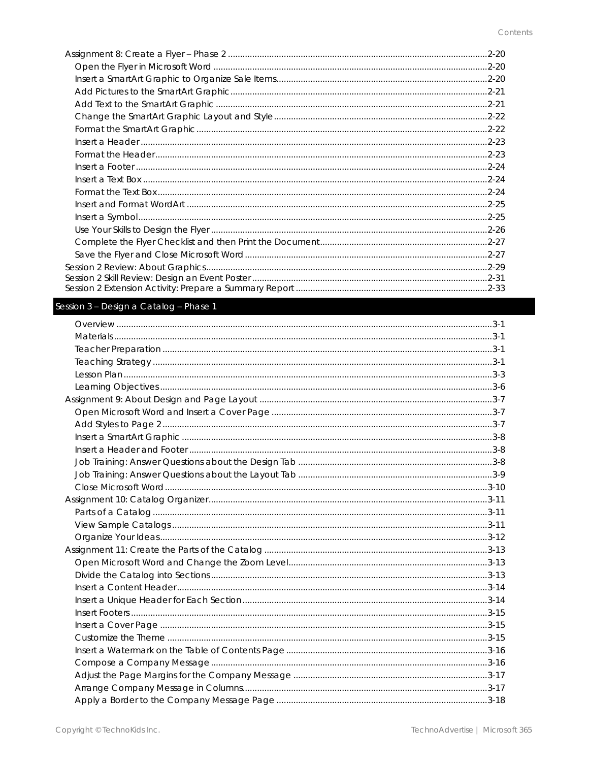- Assignment 8: Create a Flyer – Phase 2 ... 2-20
  - Open the Flyer in Microsoft Word ... 2-20
  - Insert a SmartArt Graphic to Organize Sale Items ... 2-20
  - Add Pictures to the SmartArt Graphic ... 2-21
  - Add Text to the SmartArt Graphic ... 2-21
  - Change the SmartArt Graphic Layout and Style ... 2-22
  - Format the SmartArt Graphic ... 2-22
  - Insert a Header ... 2-23
  - Format the Header ... 2-23
  - Insert a Footer ... 2-24
  - Insert a Text Box ... 2-24
  - Format the Text Box ... 2-24
  - Insert and Format WordArt ... 2-25
  - Insert a Symbol ... 2-25
  - Use Your Skills to Design the Flyer ... 2-26
  - Complete the Flyer Checklist and then Print the Document ... 2-27
  - Save the Flyer and Close Microsoft Word ... 2-27
- Session 2 Review: About Graphics ... 2-29
- Session 2 Skill Review: Design an Event Poster ... 2-31
- Session 2 Extension Activity: Prepare a Summary Report ... 2-33

## Session 3 – Design a Catalog – Phase 1

  - Overview ... 3-1
  - Materials ... 3-1
  - Teacher Preparation ... 3-1
  - Teaching Strategy ... 3-1
  - Lesson Plan ... 3-3
  - Learning Objectives ... 3-6
- Assignment 9: About Design and Page Layout ... 3-7
  - Open Microsoft Word and Insert a Cover Page ... 3-7
  - Add Styles to Page 2 ... 3-7
  - Insert a SmartArt Graphic ... 3-8
  - Insert a Header and Footer ... 3-8
  - Job Training: Answer Questions about the Design Tab ... 3-8
  - Job Training: Answer Questions about the Layout Tab ... 3-9
  - Close Microsoft Word ... 3-10
- Assignment 10: Catalog Organizer ... 3-11
  - Parts of a Catalog ... 3-11
  - View Sample Catalogs ... 3-11
  - Organize Your Ideas ... 3-12
- Assignment 11: Create the Parts of the Catalog ... 3-13
  - Open Microsoft Word and Change the Zoom Level ... 3-13
  - Divide the Catalog into Sections ... 3-13
  - Insert a Content Header ... 3-14
  - Insert a Unique Header for Each Section ... 3-14
  - Insert Footers ... 3-15
  - Insert a Cover Page ... 3-15
  - Customize the Theme ... 3-15
  - Insert a Watermark on the Table of Contents Page ... 3-16
  - Compose a Company Message ... 3-16
  - Adjust the Page Margins for the Company Message ... 3-17
  - Arrange Company Message in Columns ... 3-17
  - Apply a Border to the Company Message Page ... 3-18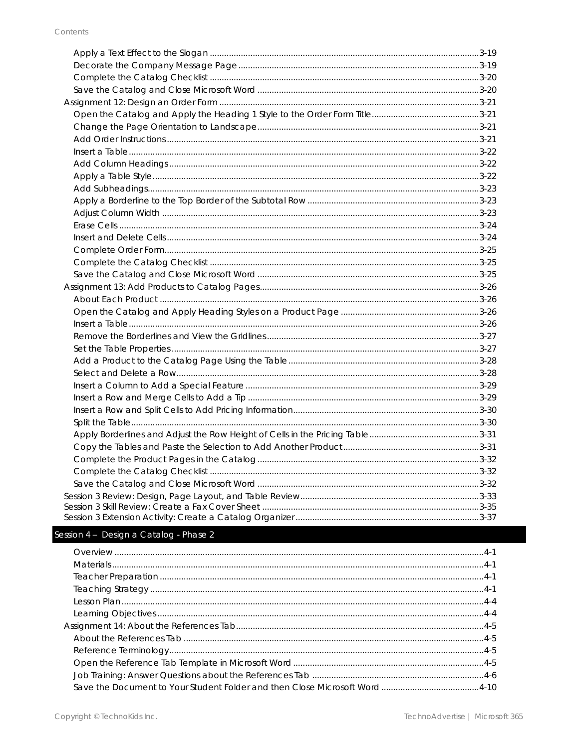Apply a Text Effect to the Slogan ........................................................ 3-19
Decorate the Company Message Page ........................................................ 3-19
Complete the Catalog Checklist ........................................................ 3-20
Save the Catalog and Close Microsoft Word ........................................................ 3-20

Assignment 12: Design an Order Form ........................................................ 3-21
Open the Catalog and Apply the Heading 1 Style to the Order Form Title ........................................................ 3-21
Change the Page Orientation to Landscape ........................................................ 3-21
Add Order Instructions ........................................................ 3-21
Insert a Table ........................................................ 3-22
Add Column Headings ........................................................ 3-22
Apply a Table Style ........................................................ 3-22
Add Subheadings ........................................................ 3-23
Apply a Borderline to the Top Border of the Subtotal Row ........................................................ 3-23
Adjust Column Width ........................................................ 3-23
Erase Cells ........................................................ 3-24
Insert and Delete Cells ........................................................ 3-24
Complete Order Form ........................................................ 3-25
Complete the Catalog Checklist ........................................................ 3-25
Save the Catalog and Close Microsoft Word ........................................................ 3-25

Assignment 13: Add Products to Catalog Pages ........................................................ 3-26
About Each Product ........................................................ 3-26
Open the Catalog and Apply Heading Styles on a Product Page ........................................................ 3-26
Insert a Table ........................................................ 3-26
Remove the Borderlines and View the Gridlines ........................................................ 3-27
Set the Table Properties ........................................................ 3-27
Add a Product to the Catalog Page Using the Table ........................................................ 3-28
Select and Delete a Row ........................................................ 3-28
Insert a Column to Add a Special Feature ........................................................ 3-29
Insert a Row and Merge Cells to Add a Tip ........................................................ 3-29
Insert a Row and Split Cells to Add Pricing Information ........................................................ 3-30
Split the Table ........................................................ 3-30
Apply Borderlines and Adjust the Row Height of Cells in the Pricing Table ........................................................ 3-31
Copy the Tables and Paste the Selection to Add Another Product ........................................................ 3-31
Complete the Product Pages in the Catalog ........................................................ 3-32
Complete the Catalog Checklist ........................................................ 3-32
Save the Catalog and Close Microsoft Word ........................................................ 3-32

Session 3 Review: Design, Page Layout, and Table Review ........................................................ 3-33
Session 3 Skill Review: Create a Fax Cover Sheet ........................................................ 3-35
Session 3 Extension Activity: Create a Catalog Organizer ........................................................ 3-37

## Session 4 – Design a Catalog - Phase 2

Overview ........................................................ 4-1
Materials ........................................................ 4-1
Teacher Preparation ........................................................ 4-1
Teaching Strategy ........................................................ 4-1
Lesson Plan ........................................................ 4-4
Learning Objectives ........................................................ 4-4

Assignment 14: About the References Tab ........................................................ 4-5
About the References Tab ........................................................ 4-5
Reference Terminology ........................................................ 4-5
Open the Reference Tab Template in Microsoft Word ........................................................ 4-5
Job Training: Answer Questions about the References Tab ........................................................ 4-6
Save the Document to Your Student Folder and then Close Microsoft Word ........................................................ 4-10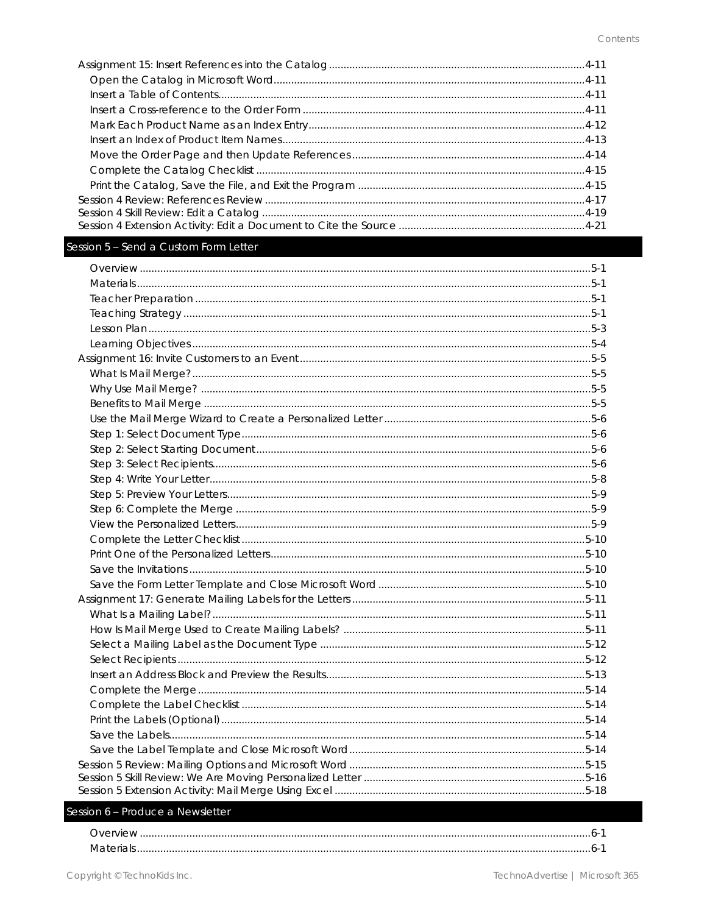Assignment 15: Insert References into the Catalog ....... 4-11
- Open the Catalog in Microsoft Word ....... 4-11
- Insert a Table of Contents ....... 4-11
- Insert a Cross-reference to the Order Form ....... 4-11
- Mark Each Product Name as an Index Entry ....... 4-12
- Insert an Index of Product Item Names ....... 4-13
- Move the Order Page and then Update References ....... 4-14
- Complete the Catalog Checklist ....... 4-15
- Print the Catalog, Save the File, and Exit the Program ....... 4-15

Session 4 Review: References Review ....... 4-17
Session 4 Skill Review: Edit a Catalog ....... 4-19
Session 4 Extension Activity: Edit a Document to Cite the Source ....... 4-21

## Session 5 – Send a Custom Form Letter

- Overview ....... 5-1
- Materials ....... 5-1
- Teacher Preparation ....... 5-1
- Teaching Strategy ....... 5-1
- Lesson Plan ....... 5-3
- Learning Objectives ....... 5-4

Assignment 16: Invite Customers to an Event ....... 5-5
- What Is Mail Merge? ....... 5-5
- Why Use Mail Merge? ....... 5-5
- Benefits to Mail Merge ....... 5-5
- Use the Mail Merge Wizard to Create a Personalized Letter ....... 5-6
- Step 1: Select Document Type ....... 5-6
- Step 2: Select Starting Document ....... 5-6
- Step 3: Select Recipients ....... 5-6
- Step 4: Write Your Letter ....... 5-8
- Step 5: Preview Your Letters ....... 5-9
- Step 6: Complete the Merge ....... 5-9
- View the Personalized Letters ....... 5-9
- Complete the Letter Checklist ....... 5-10
- Print One of the Personalized Letters ....... 5-10
- Save the Invitations ....... 5-10
- Save the Form Letter Template and Close Microsoft Word ....... 5-10

Assignment 17: Generate Mailing Labels for the Letters ....... 5-11
- What Is a Mailing Label? ....... 5-11
- How Is Mail Merge Used to Create Mailing Labels? ....... 5-11
- Select a Mailing Label as the Document Type ....... 5-12
- Select Recipients ....... 5-12
- Insert an Address Block and Preview the Results ....... 5-13
- Complete the Merge ....... 5-14
- Complete the Label Checklist ....... 5-14
- Print the Labels (Optional) ....... 5-14
- Save the Labels ....... 5-14
- Save the Label Template and Close Microsoft Word ....... 5-14

Session 5 Review: Mailing Options and Microsoft Word ....... 5-15
Session 5 Skill Review: We Are Moving Personalized Letter ....... 5-16
Session 5 Extension Activity: Mail Merge Using Excel ....... 5-18

## Session 6 – Produce a Newsletter

- Overview ....... 6-1
- Materials ....... 6-1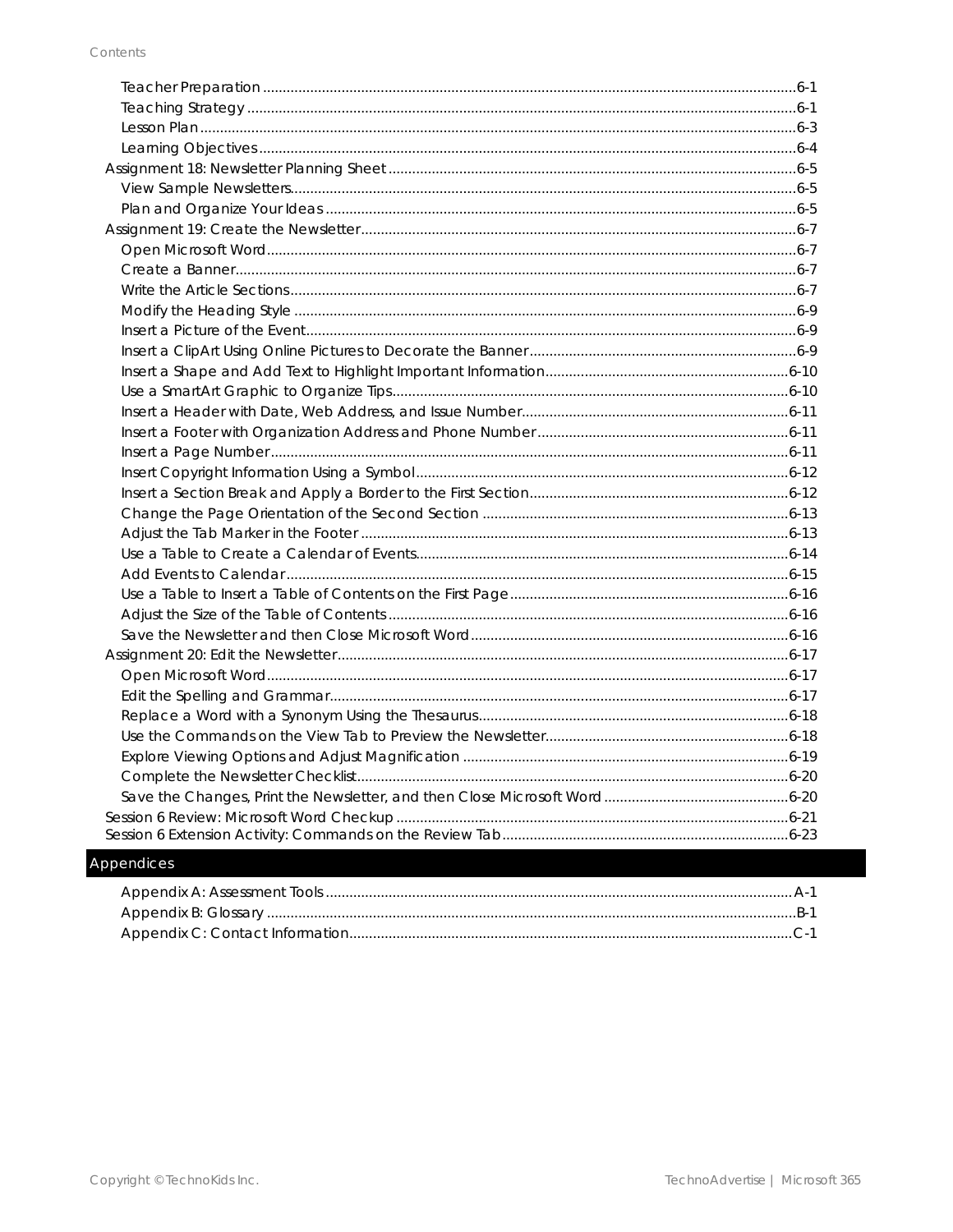- Teacher Preparation ....... 6-1
- Teaching Strategy ....... 6-1
- Lesson Plan ....... 6-3
- Learning Objectives ....... 6-4

Assignment 18: Newsletter Planning Sheet ....... 6-5

- View Sample Newsletters ....... 6-5
- Plan and Organize Your Ideas ....... 6-5

Assignment 19: Create the Newsletter ....... 6-7

- Open Microsoft Word ....... 6-7
- Create a Banner ....... 6-7
- Write the Article Sections ....... 6-7
- Modify the Heading Style ....... 6-9
- Insert a Picture of the Event ....... 6-9
- Insert a ClipArt Using Online Pictures to Decorate the Banner ....... 6-9
- Insert a Shape and Add Text to Highlight Important Information ....... 6-10
- Use a SmartArt Graphic to Organize Tips ....... 6-10
- Insert a Header with Date, Web Address, and Issue Number ....... 6-11
- Insert a Footer with Organization Address and Phone Number ....... 6-11
- Insert a Page Number ....... 6-11
- Insert Copyright Information Using a Symbol ....... 6-12
- Insert a Section Break and Apply a Border to the First Section ....... 6-12
- Change the Page Orientation of the Second Section ....... 6-13
- Adjust the Tab Marker in the Footer ....... 6-13
- Use a Table to Create a Calendar of Events ....... 6-14
- Add Events to Calendar ....... 6-15
- Use a Table to Insert a Table of Contents on the First Page ....... 6-16
- Adjust the Size of the Table of Contents ....... 6-16
- Save the Newsletter and then Close Microsoft Word ....... 6-16

Assignment 20: Edit the Newsletter ....... 6-17

- Open Microsoft Word ....... 6-17
- Edit the Spelling and Grammar ....... 6-17
- Replace a Word with a Synonym Using the Thesaurus ....... 6-18
- Use the Commands on the View Tab to Preview the Newsletter ....... 6-18
- Explore Viewing Options and Adjust Magnification ....... 6-19
- Complete the Newsletter Checklist ....... 6-20
- Save the Changes, Print the Newsletter, and then Close Microsoft Word ....... 6-20

Session 6 Review: Microsoft Word Checkup ....... 6-21

Session 6 Extension Activity: Commands on the Review Tab ....... 6-23

## Appendices

- Appendix A: Assessment Tools ....... A-1
- Appendix B: Glossary ....... B-1
- Appendix C: Contact Information ....... C-1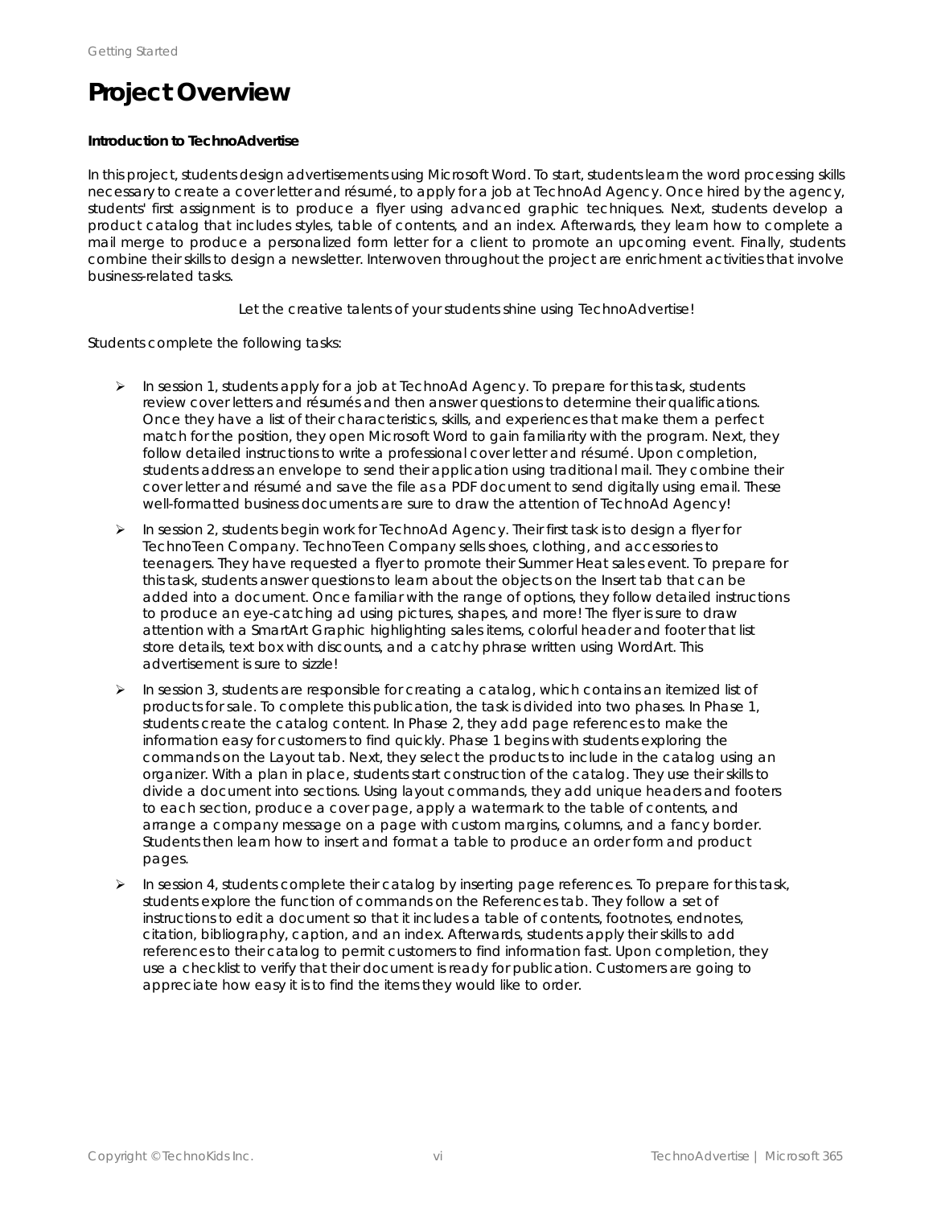# Project Overview

**Introduction to TechnoAdvertise**

In this project, students design advertisements using Microsoft Word. To start, students learn the word processing skills necessary to create a cover letter and résumé, to apply for a job at TechnoAd Agency. Once hired by the agency, students' first assignment is to produce a flyer using advanced graphic techniques. Next, students develop a product catalog that includes styles, table of contents, and an index. Afterwards, they learn how to complete a mail merge to produce a personalized form letter for a client to promote an upcoming event. Finally, students combine their skills to design a newsletter. Interwoven throughout the project are enrichment activities that involve business-related tasks.

Let the creative talents of your students shine using TechnoAdvertise!

Students complete the following tasks:

- In session 1, students apply for a job at TechnoAd Agency. To prepare for this task, students review cover letters and résumés and then answer questions to determine their qualifications. Once they have a list of their characteristics, skills, and experiences that make them a perfect match for the position, they open Microsoft Word to gain familiarity with the program. Next, they follow detailed instructions to write a professional cover letter and résumé. Upon completion, students address an envelope to send their application using traditional mail. They combine their cover letter and résumé and save the file as a PDF document to send digitally using email. These well-formatted business documents are sure to draw the attention of TechnoAd Agency!
- In session 2, students begin work for TechnoAd Agency. Their first task is to design a flyer for TechnoTeen Company. TechnoTeen Company sells shoes, clothing, and accessories to teenagers. They have requested a flyer to promote their Summer Heat sales event. To prepare for this task, students answer questions to learn about the objects on the Insert tab that can be added into a document. Once familiar with the range of options, they follow detailed instructions to produce an eye-catching ad using pictures, shapes, and more! The flyer is sure to draw attention with a SmartArt Graphic highlighting sales items, colorful header and footer that list store details, text box with discounts, and a catchy phrase written using WordArt. This advertisement is sure to sizzle!
- In session 3, students are responsible for creating a catalog, which contains an itemized list of products for sale. To complete this publication, the task is divided into two phases. In Phase 1, students create the catalog content. In Phase 2, they add page references to make the information easy for customers to find quickly. Phase 1 begins with students exploring the commands on the Layout tab. Next, they select the products to include in the catalog using an organizer. With a plan in place, students start construction of the catalog. They use their skills to divide a document into sections. Using layout commands, they add unique headers and footers to each section, produce a cover page, apply a watermark to the table of contents, and arrange a company message on a page with custom margins, columns, and a fancy border. Students then learn how to insert and format a table to produce an order form and product pages.
- In session 4, students complete their catalog by inserting page references. To prepare for this task, students explore the function of commands on the References tab. They follow a set of instructions to edit a document so that it includes a table of contents, footnotes, endnotes, citation, bibliography, caption, and an index. Afterwards, students apply their skills to add references to their catalog to permit customers to find information fast. Upon completion, they use a checklist to verify that their document is ready for publication. Customers are going to appreciate how easy it is to find the items they would like to order.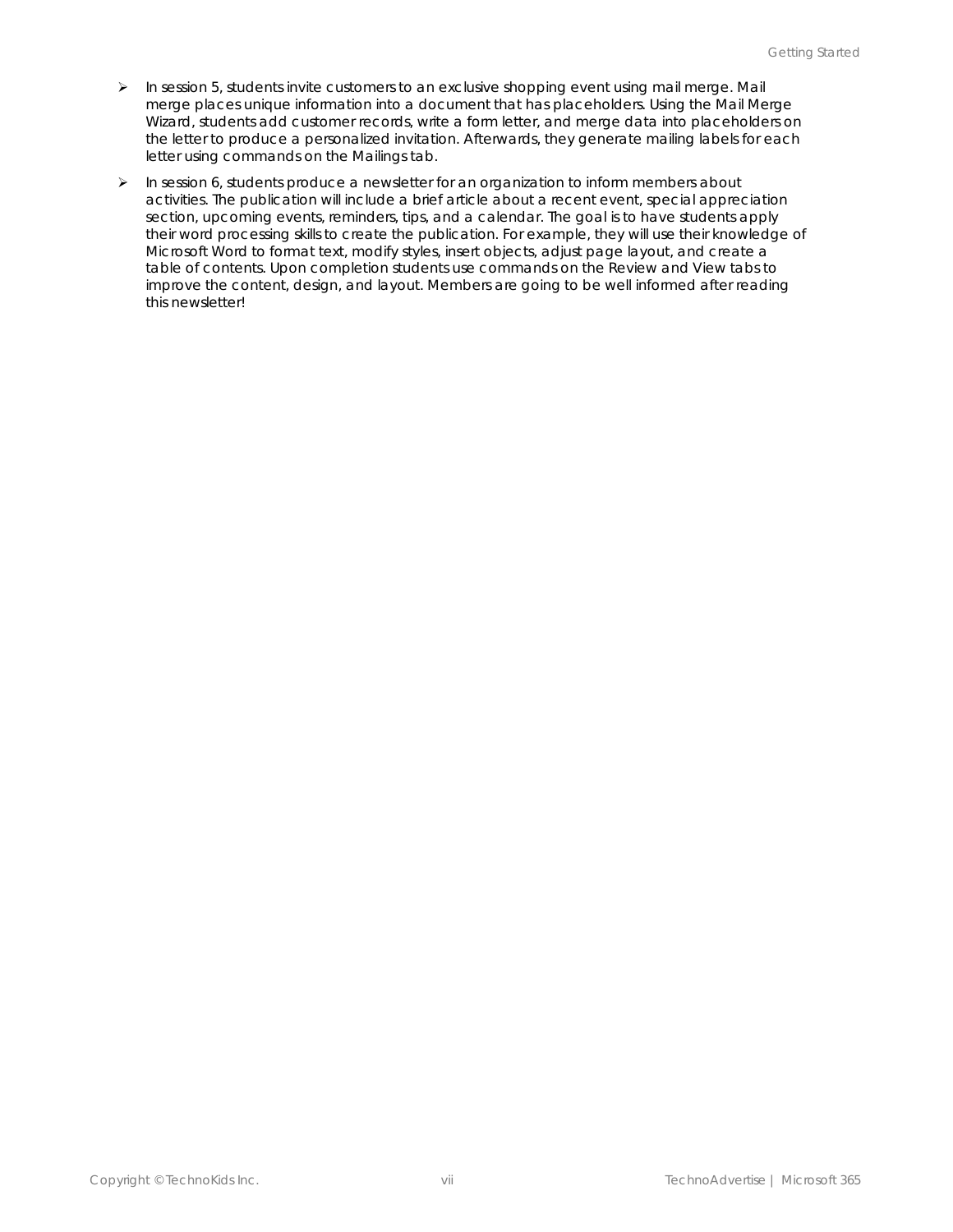- In session 5, students invite customers to an exclusive shopping event using mail merge. Mail merge places unique information into a document that has placeholders. Using the Mail Merge Wizard, students add customer records, write a form letter, and merge data into placeholders on the letter to produce a personalized invitation. Afterwards, they generate mailing labels for each letter using commands on the Mailings tab.
- In session 6, students produce a newsletter for an organization to inform members about activities. The publication will include a brief article about a recent event, special appreciation section, upcoming events, reminders, tips, and a calendar. The goal is to have students apply their word processing skills to create the publication. For example, they will use their knowledge of Microsoft Word to format text, modify styles, insert objects, adjust page layout, and create a table of contents. Upon completion students use commands on the Review and View tabs to improve the content, design, and layout. Members are going to be well informed after reading this newsletter!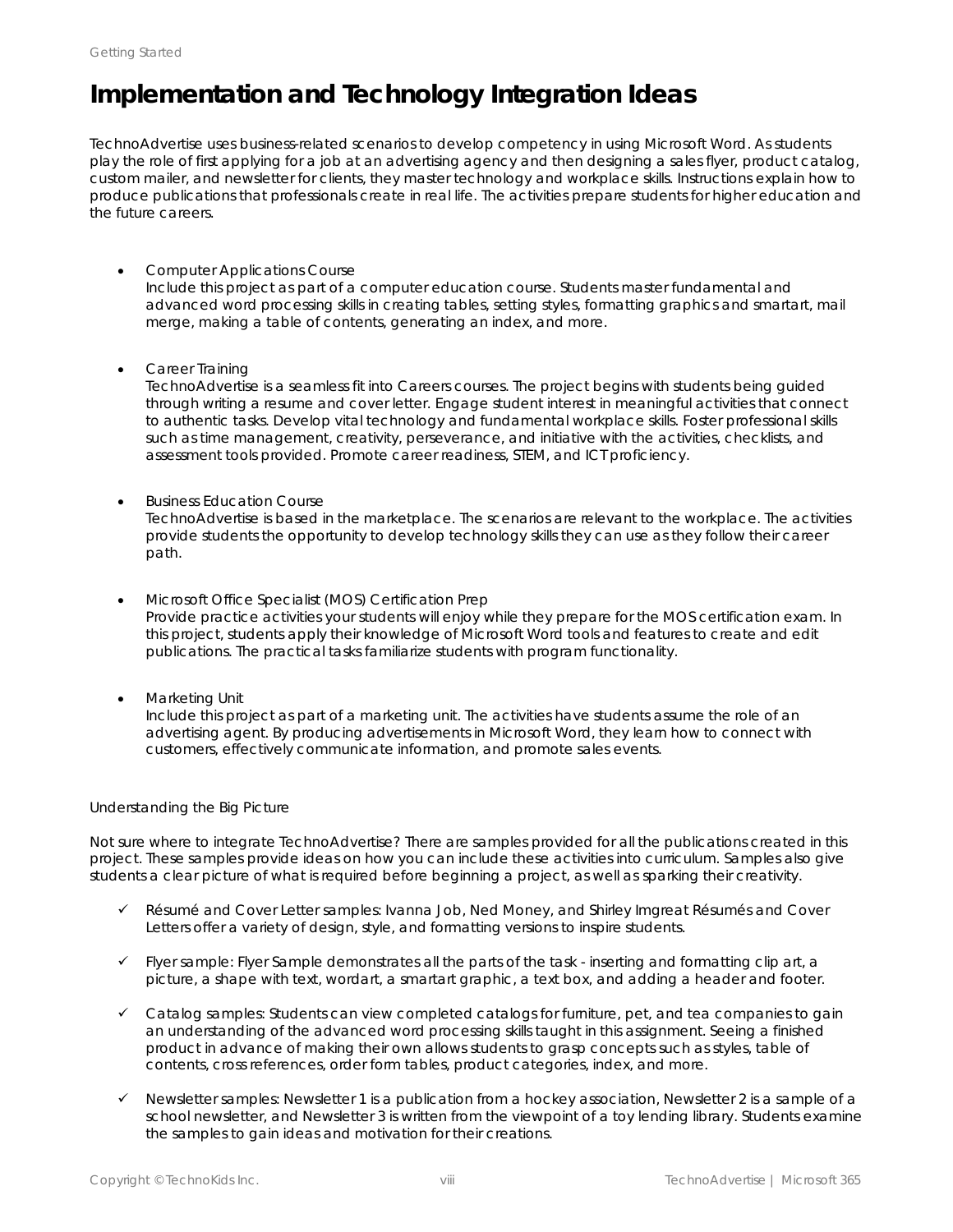# Implementation and Technology Integration Ideas

TechnoAdvertise uses business-related scenarios to develop competency in using Microsoft Word. As students play the role of first applying for a job at an advertising agency and then designing a sales flyer, product catalog, custom mailer, and newsletter for clients, they master technology and workplace skills. Instructions explain how to produce publications that professionals create in real life. The activities prepare students for higher education and the future careers.

- Computer Applications Course
  Include this project as part of a computer education course. Students master fundamental and advanced word processing skills in creating tables, setting styles, formatting graphics and smartart, mail merge, making a table of contents, generating an index, and more.

- Career Training
  TechnoAdvertise is a seamless fit into Careers courses. The project begins with students being guided through writing a resume and cover letter. Engage student interest in meaningful activities that connect to authentic tasks. Develop vital technology and fundamental workplace skills. Foster professional skills such as time management, creativity, perseverance, and initiative with the activities, checklists, and assessment tools provided. Promote career readiness, STEM, and ICT proficiency.

- Business Education Course
  TechnoAdvertise is based in the marketplace. The scenarios are relevant to the workplace. The activities provide students the opportunity to develop technology skills they can use as they follow their career path.

- Microsoft Office Specialist (MOS) Certification Prep
  Provide practice activities your students will enjoy while they prepare for the MOS certification exam. In this project, students apply their knowledge of Microsoft Word tools and features to create and edit publications. The practical tasks familiarize students with program functionality.

- Marketing Unit
  Include this project as part of a marketing unit. The activities have students assume the role of an advertising agent. By producing advertisements in Microsoft Word, they learn how to connect with customers, effectively communicate information, and promote sales events.

Understanding the Big Picture

Not sure where to integrate TechnoAdvertise? There are samples provided for all the publications created in this project. These samples provide ideas on how you can include these activities into curriculum. Samples also give students a clear picture of what is required before beginning a project, as well as sparking their creativity.

- ✓ Résumé and Cover Letter samples: Ivanna Job, Ned Money, and Shirley Imgreat Résumés and Cover Letters offer a variety of design, style, and formatting versions to inspire students.
- ✓ Flyer sample: Flyer Sample demonstrates all the parts of the task - inserting and formatting clip art, a picture, a shape with text, wordart, a smartart graphic, a text box, and adding a header and footer.
- ✓ Catalog samples: Students can view completed catalogs for furniture, pet, and tea companies to gain an understanding of the advanced word processing skills taught in this assignment. Seeing a finished product in advance of making their own allows students to grasp concepts such as styles, table of contents, cross references, order form tables, product categories, index, and more.
- ✓ Newsletter samples: Newsletter 1 is a publication from a hockey association, Newsletter 2 is a sample of a school newsletter, and Newsletter 3 is written from the viewpoint of a toy lending library. Students examine the samples to gain ideas and motivation for their creations.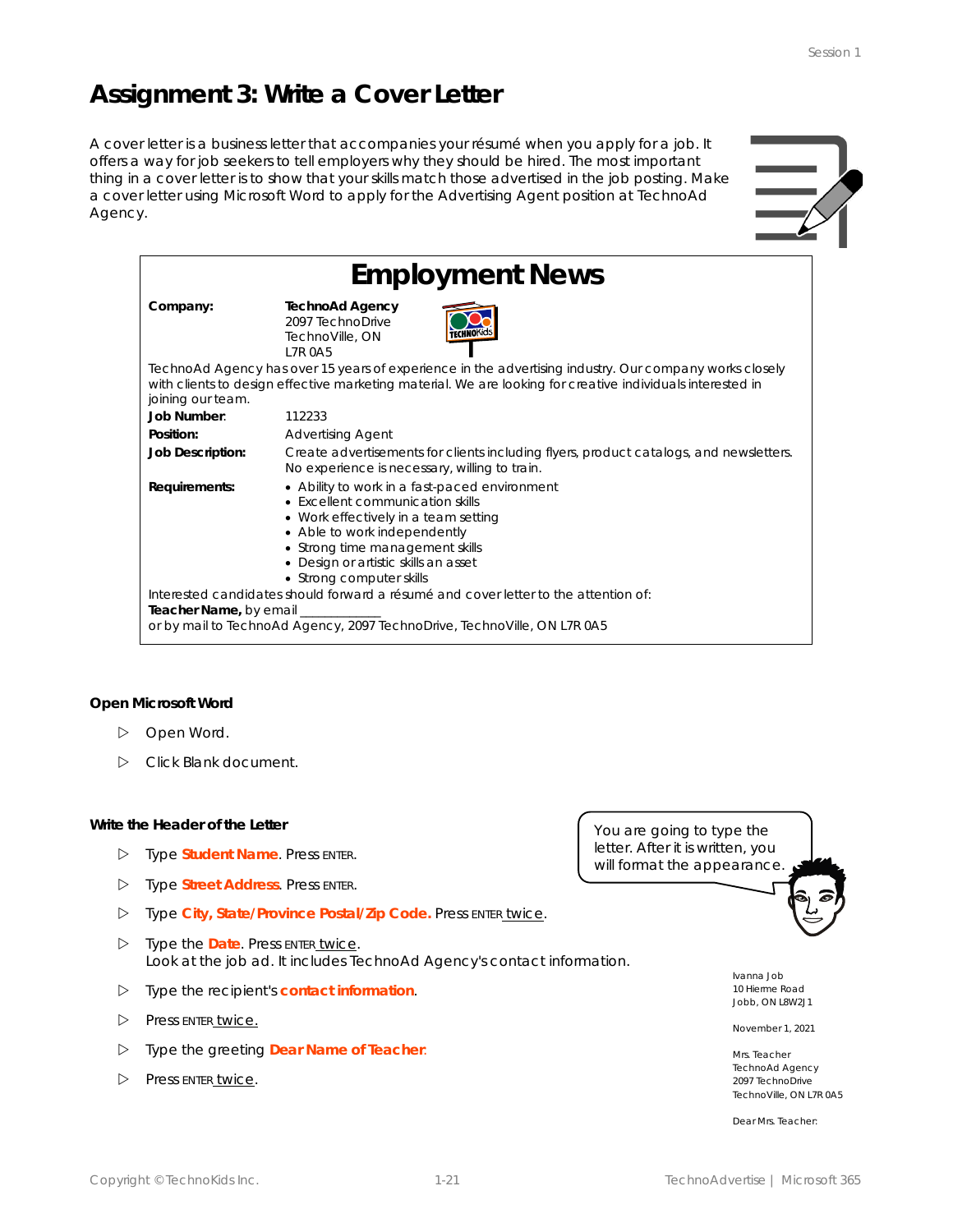# Assignment 3: Write a Cover Letter

A cover letter is a business letter that accompanies your résumé when you apply for a job. It offers a way for job seekers to tell employers why they should be hired. The most important thing in a cover letter is to show that your skills match those advertised in the job posting. Make a cover letter using Microsoft Word to apply for the Advertising Agent position at TechnoAd Agency.

## Employment News

| | |
|---|---|
| **Company:** | **TechnoAd Agency**<br>2097 TechnoDrive<br>TechnoVille, ON<br>L7R 0A5 |

TechnoAd Agency has over 15 years of experience in the advertising industry. Our company works closely with clients to design effective marketing material. We are looking for creative individuals interested in joining our team.

| | |
|---|---|
| **Job Number**: | 112233 |
| **Position:** | Advertising Agent |
| **Job Description:** | Create advertisements for clients including flyers, product catalogs, and newsletters. No experience is necessary, willing to train. |
| **Requirements:** | • Ability to work in a fast-paced environment<br>• Excellent communication skills<br>• Work effectively in a team setting<br>• Able to work independently<br>• Strong time management skills<br>• Design or artistic skills an asset<br>• Strong computer skills |

Interested candidates should forward a résumé and cover letter to the attention of:
**Teacher Name,** by email ____________
or by mail to TechnoAd Agency, 2097 TechnoDrive, TechnoVille, ON L7R 0A5

**Open Microsoft Word**

- ▷ Open Word.
- ▷ Click Blank document.

**Write the Header of the Letter**

You are going to type the letter. After it is written, you will format the appearance.

- ▷ Type **Student Name**. Press ENTER.
- ▷ Type **Street Address**. Press ENTER.
- ▷ Type **City, State/Province Postal/Zip Code.** Press ENTER twice.
- ▷ Type the **Date**. Press ENTER twice.
  Look at the job ad. It includes TechnoAd Agency's contact information.
- ▷ Type the recipient's **contact information**.
- ▷ Press ENTER twice.
- ▷ Type the greeting **Dear Name of Teacher**:
- ▷ Press ENTER twice.

Ivanna Job
10 Hierme Road
Jobb, ON L8W2J1

November 1, 2021

Mrs. Teacher
TechnoAd Agency
2097 TechnoDrive
TechnoVille, ON L7R 0A5

Dear Mrs. Teacher: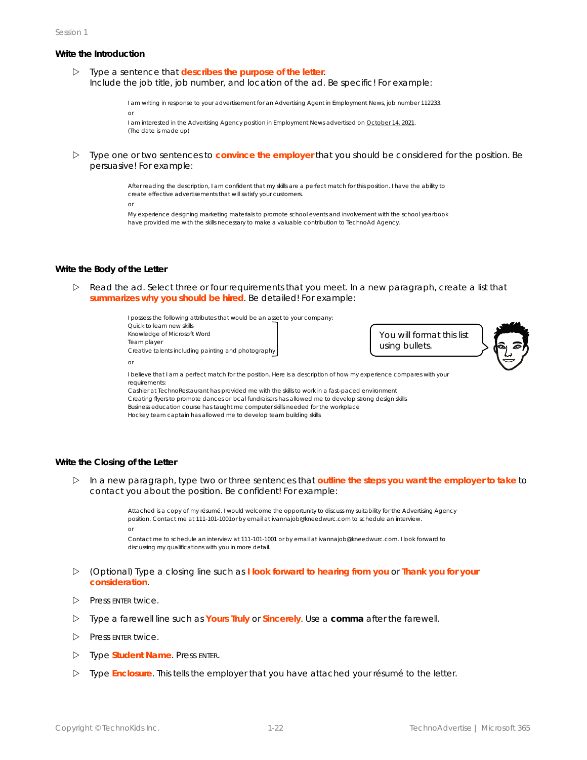### Write the Introduction

- Type a sentence that **describes the purpose of the letter**.
  Include the job title, job number, and location of the ad. Be specific! For example:

  > I am writing in response to your advertisement for an Advertising Agent in Employment News, job number 112233.
  >
  > or
  >
  > I am interested in the Advertising Agency position in Employment News advertised on October 14, 2021.
  > (The date is made up)

- Type one or two sentences to **convince the employer** that you should be considered for the position. Be persuasive! For example:

  > After reading the description, I am confident that my skills are a perfect match for this position. I have the ability to create effective advertisements that will satisfy your customers.
  >
  > or
  >
  > My experience designing marketing materials to promote school events and involvement with the school yearbook have provided me with the skills necessary to make a valuable contribution to TechnoAd Agency.

### Write the Body of the Letter

- Read the ad. Select three or four requirements that you meet. In a new paragraph, create a list that **summarizes why you should be hired**. Be detailed! For example:

  > I possess the following attributes that would be an asset to your company:
  > Quick to learn new skills
  > Knowledge of Microsoft Word
  > Team player
  > Creative talents including painting and photography
  >
  > or
  >
  > I believe that I am a perfect match for the position. Here is a description of how my experience compares with your requirements:
  > Cashier at TechnoRestaurant has provided me with the skills to work in a fast-paced environment
  > Creating flyers to promote dances or local fundraisers has allowed me to develop strong design skills
  > Business education course has taught me computer skills needed for the workplace
  > Hockey team captain has allowed me to develop team building skills

  You will format this list using bullets.

### Write the Closing of the Letter

- In a new paragraph, type two or three sentences that **outline the steps you want the employer to take** to contact you about the position. Be confident! For example:

  > Attached is a copy of my résumé. I would welcome the opportunity to discuss my suitability for the Advertising Agency position. Contact me at 111-101-1001or by email at ivannajob@kneedwurc.com to schedule an interview.
  >
  > or
  >
  > Contact me to schedule an interview at 111-101-1001 or by email at ivannajob@kneedwurc.com. I look forward to discussing my qualifications with you in more detail.

- (Optional) Type a closing line such as **I look forward to hearing from you** or **Thank you for your consideration**.
- Press ENTER twice.
- Type a farewell line such as **Yours Truly** or **Sincerely**. Use a **comma** after the farewell.
- Press ENTER twice.
- Type **Student Name**. Press ENTER.
- Type **Enclosure**. This tells the employer that you have attached your résumé to the letter.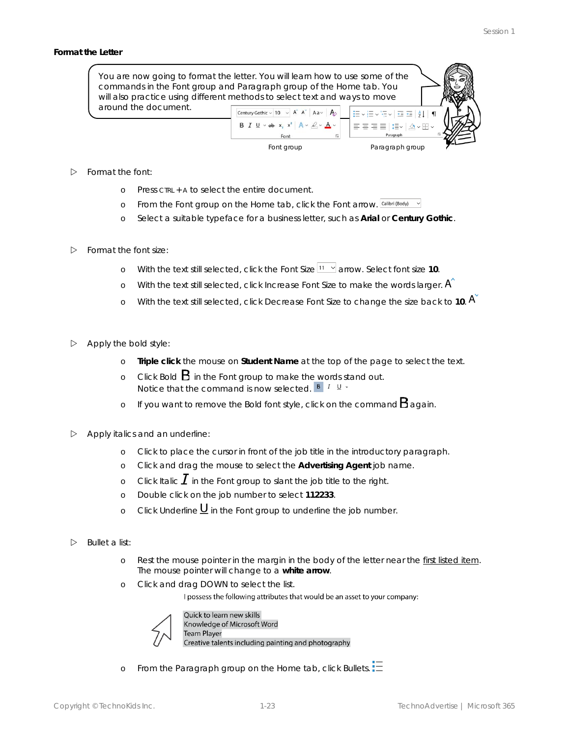**Format the Letter**

You are now going to format the letter. You will learn how to use some of the commands in the Font group and Paragraph group of the Home tab. You will also practice using different methods to select text and ways to move around the document.

Font group Paragraph group

- Format the font:
  - Press CTRL + A to select the entire document.
  - From the Font group on the Home tab, click the Font arrow.
  - Select a suitable typeface for a business letter, such as **Arial** or **Century Gothic**.

- Format the font size:
  - With the text still selected, click the Font Size arrow. Select font size **10**.
  - With the text still selected, click Increase Font Size to make the words larger.
  - With the text still selected, click Decrease Font Size to change the size back to **10**.

- Apply the bold style:
  - **Triple click** the mouse on **Student Name** at the top of the page to select the text.
  - Click Bold in the Font group to make the words stand out. Notice that the command is now selected.
  - If you want to remove the Bold font style, click on the command again.

- Apply italics and an underline:
  - Click to place the cursor in front of the job title in the introductory paragraph.
  - Click and drag the mouse to select the **Advertising Agent** job name.
  - Click Italic in the Font group to slant the job title to the right.
  - Double click on the job number to select **112233**.
  - Click Underline in the Font group to underline the job number.

- Bullet a list:
  - Rest the mouse pointer in the margin in the body of the letter near the first listed item. The mouse pointer will change to a **white arrow**.
  - Click and drag DOWN to select the list.

    I possess the following attributes that would be an asset to your company:

    Quick to learn new skills
    Knowledge of Microsoft Word
    Team Player
    Creative talents including painting and photography

  - From the Paragraph group on the Home tab, click Bullets.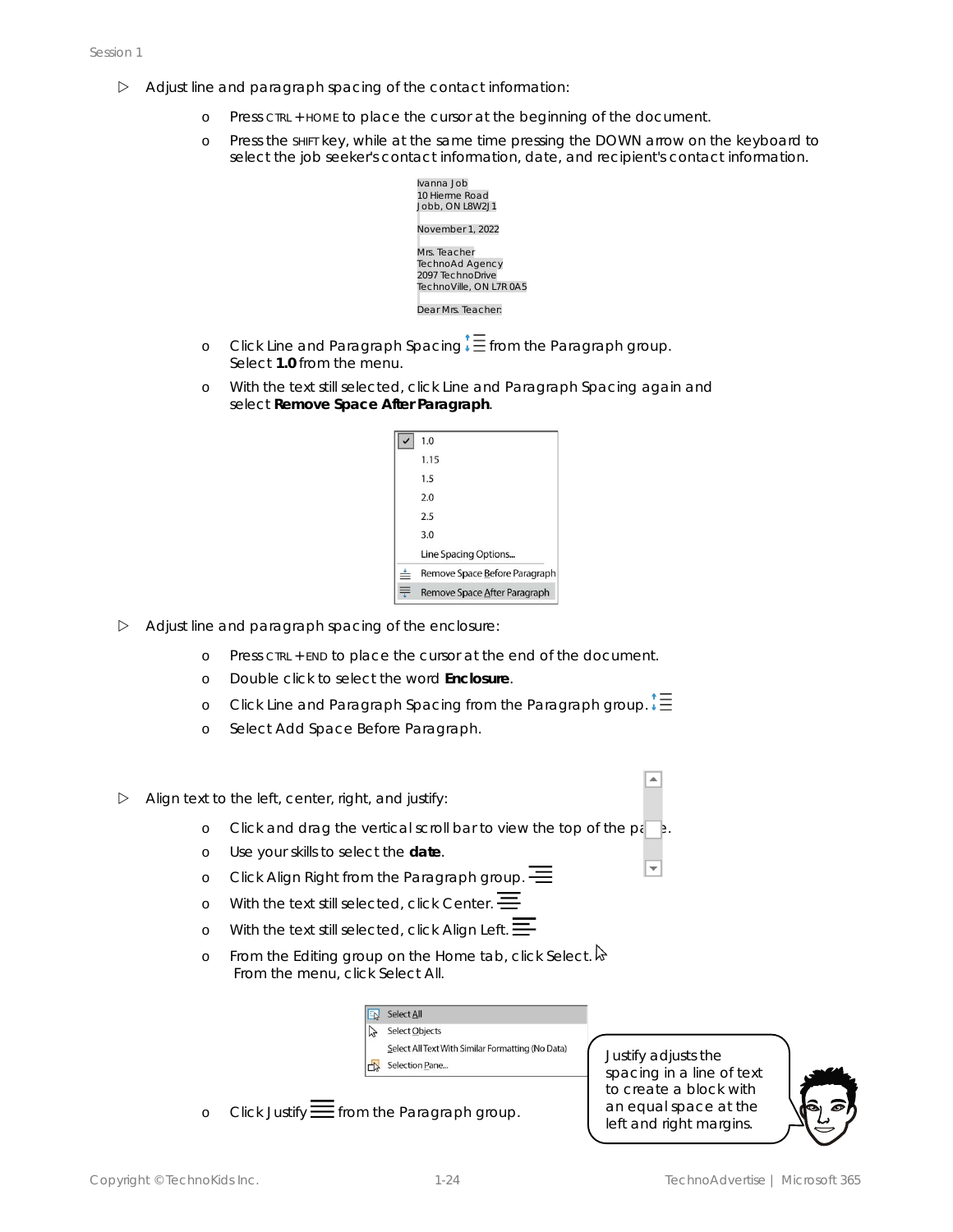- Adjust line and paragraph spacing of the contact information:
  - Press CTRL + HOME to place the cursor at the beginning of the document.
  - Press the SHIFT key, while at the same time pressing the DOWN arrow on the keyboard to select the job seeker's contact information, date, and recipient's contact information.

    Ivanna Job
    10 Hierme Road
    Jobb, ON L8W2J1

    November 1, 2022

    Mrs. Teacher
    TechnoAd Agency
    2097 TechnoDrive
    TechnoVille, ON L7R 0A5

    Dear Mrs. Teacher:

  - Click Line and Paragraph Spacing from the Paragraph group. Select **1.0** from the menu.
  - With the text still selected, click Line and Paragraph Spacing again and select **Remove Space After Paragraph**.

    1.0
    1.15
    1.5
    2.0
    2.5
    3.0
    Line Spacing Options...
    Remove Space Before Paragraph
    Remove Space After Paragraph

- Adjust line and paragraph spacing of the enclosure:
  - Press CTRL + END to place the cursor at the end of the document.
  - Double click to select the word **Enclosure**.
  - Click Line and Paragraph Spacing from the Paragraph group.
  - Select Add Space Before Paragraph.

- Align text to the left, center, right, and justify:
  - Click and drag the vertical scroll bar to view the top of the page.
  - Use your skills to select the **date**.
  - Click Align Right from the Paragraph group.
  - With the text still selected, click Center.
  - With the text still selected, click Align Left.
  - From the Editing group on the Home tab, click Select. From the menu, click Select All.

    Select All
    Select Objects
    Select All Text With Similar Formatting (No Data)
    Selection Pane...

  - Click Justify from the Paragraph group.

Justify adjusts the spacing in a line of text to create a block with an equal space at the left and right margins.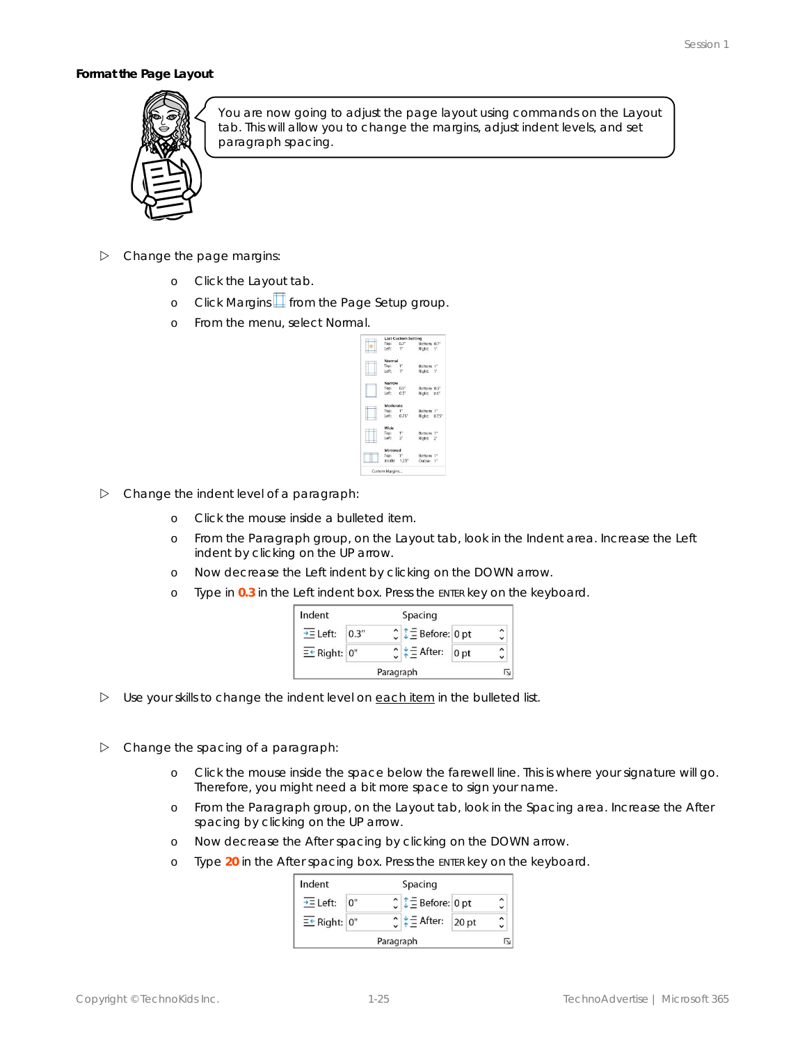**Format the Page Layout**

You are now going to adjust the page layout using commands on the Layout tab. This will allow you to change the margins, adjust indent levels, and set paragraph spacing.

- Change the page margins:
  - Click the Layout tab.
  - Click Margins from the Page Setup group.
  - From the menu, select Normal.
- Change the indent level of a paragraph:
  - Click the mouse inside a bulleted item.
  - From the Paragraph group, on the Layout tab, look in the Indent area. Increase the Left indent by clicking on the UP arrow.
  - Now decrease the Left indent by clicking on the DOWN arrow.
  - Type in **0.3** in the Left indent box. Press the ENTER key on the keyboard.
- Use your skills to change the indent level on <u>each item</u> in the bulleted list.
- Change the spacing of a paragraph:
  - Click the mouse inside the space below the farewell line. This is where your signature will go. Therefore, you might need a bit more space to sign your name.
  - From the Paragraph group, on the Layout tab, look in the Spacing area. Increase the After spacing by clicking on the UP arrow.
  - Now decrease the After spacing by clicking on the DOWN arrow.
  - Type **20** in the After spacing box. Press the ENTER key on the keyboard.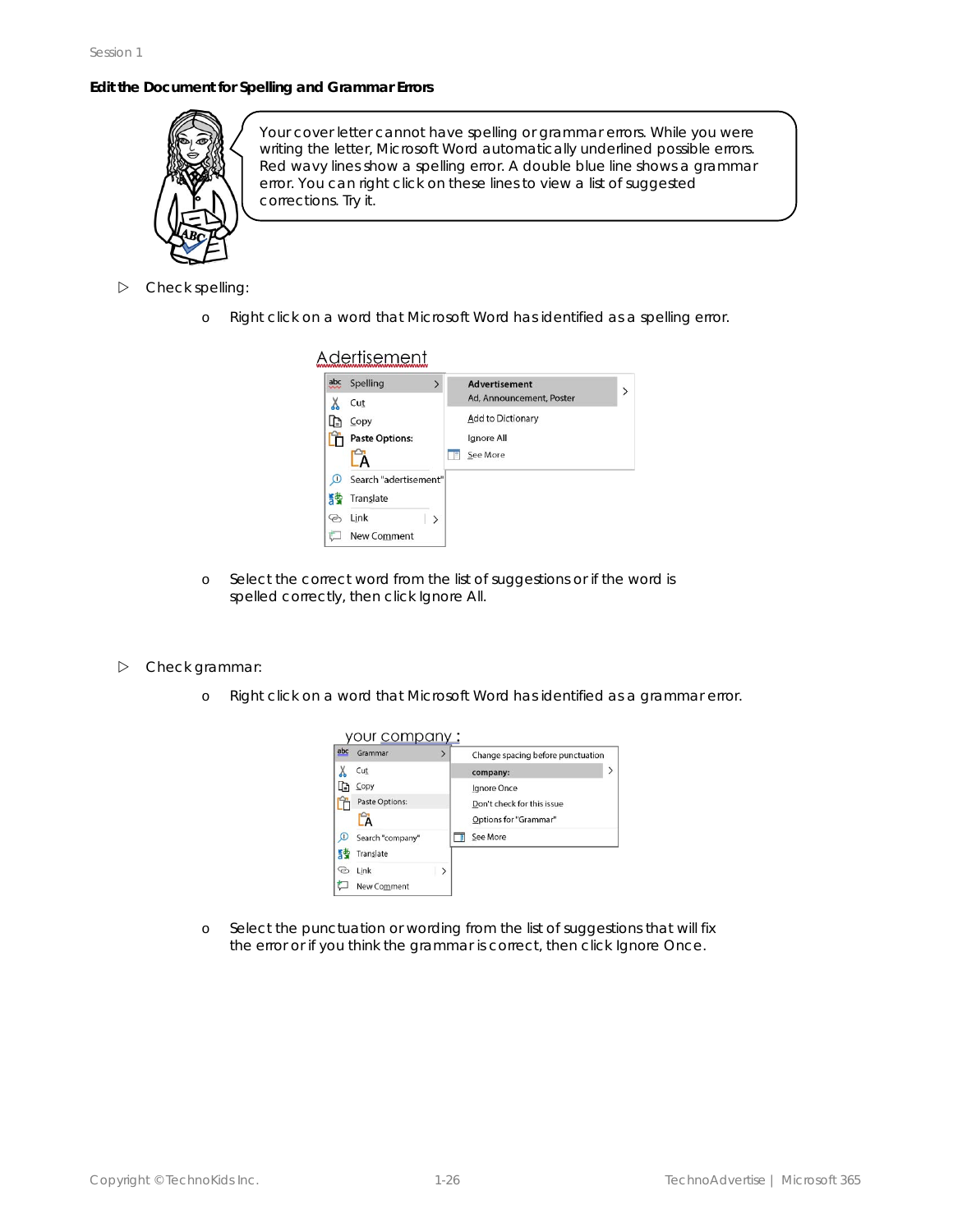**Edit the Document for Spelling and Grammar Errors**

Your cover letter cannot have spelling or grammar errors. While you were writing the letter, Microsoft Word automatically underlined possible errors. Red wavy lines show a spelling error. A double blue line shows a grammar error. You can right click on these lines to view a list of suggested corrections. Try it.

- Check spelling:
  - Right click on a word that Microsoft Word has identified as a spelling error.
  - Select the correct word from the list of suggestions or if the word is spelled correctly, then click Ignore All.

- Check grammar:
  - Right click on a word that Microsoft Word has identified as a grammar error.
  - Select the punctuation or wording from the list of suggestions that will fix the error or if you think the grammar is correct, then click Ignore Once.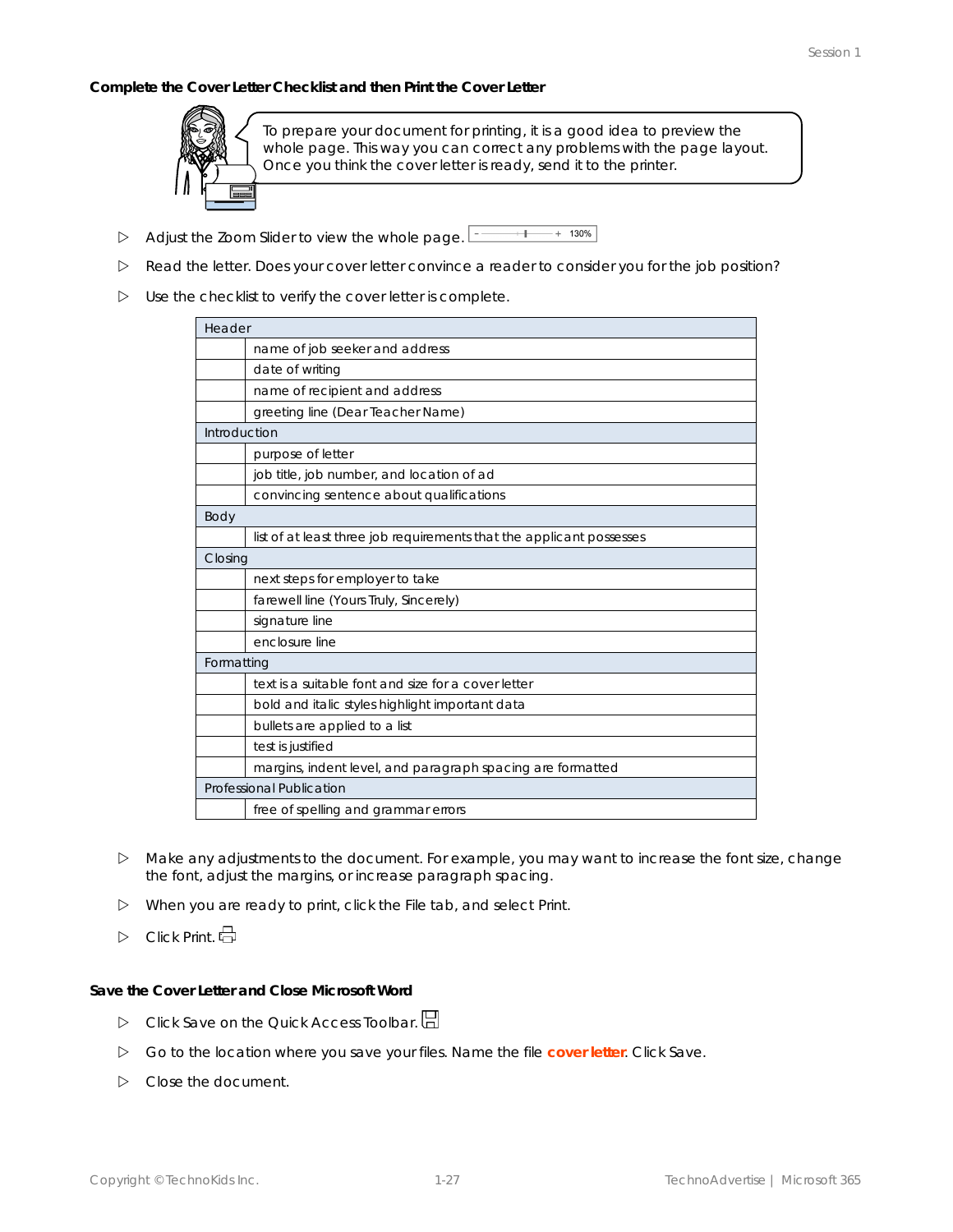**Complete the Cover Letter Checklist and then Print the Cover Letter**

To prepare your document for printing, it is a good idea to preview the whole page. This way you can correct any problems with the page layout. Once you think the cover letter is ready, send it to the printer.

- ▷ Adjust the Zoom Slider to view the whole page.
- ▷ Read the letter. Does your cover letter convince a reader to consider you for the job position?
- ▷ Use the checklist to verify the cover letter is complete.

| Header | |
|---|---|
| | name of job seeker and address |
| | date of writing |
| | name of recipient and address |
| | greeting line (Dear Teacher Name) |
| **Introduction** | |
| | purpose of letter |
| | job title, job number, and location of ad |
| | convincing sentence about qualifications |
| **Body** | |
| | list of at least three job requirements that the applicant possesses |
| **Closing** | |
| | next steps for employer to take |
| | farewell line (Yours Truly, Sincerely) |
| | signature line |
| | enclosure line |
| **Formatting** | |
| | text is a suitable font and size for a cover letter |
| | bold and italic styles highlight important data |
| | bullets are applied to a list |
| | test is justified |
| | margins, indent level, and paragraph spacing are formatted |
| **Professional Publication** | |
| | free of spelling and grammar errors |

- ▷ Make any adjustments to the document. For example, you may want to increase the font size, change the font, adjust the margins, or increase paragraph spacing.
- ▷ When you are ready to print, click the File tab, and select Print.
- ▷ Click Print.

**Save the Cover Letter and Close Microsoft Word**

- ▷ Click Save on the Quick Access Toolbar.
- ▷ Go to the location where you save your files. Name the file **cover letter**. Click Save.
- ▷ Close the document.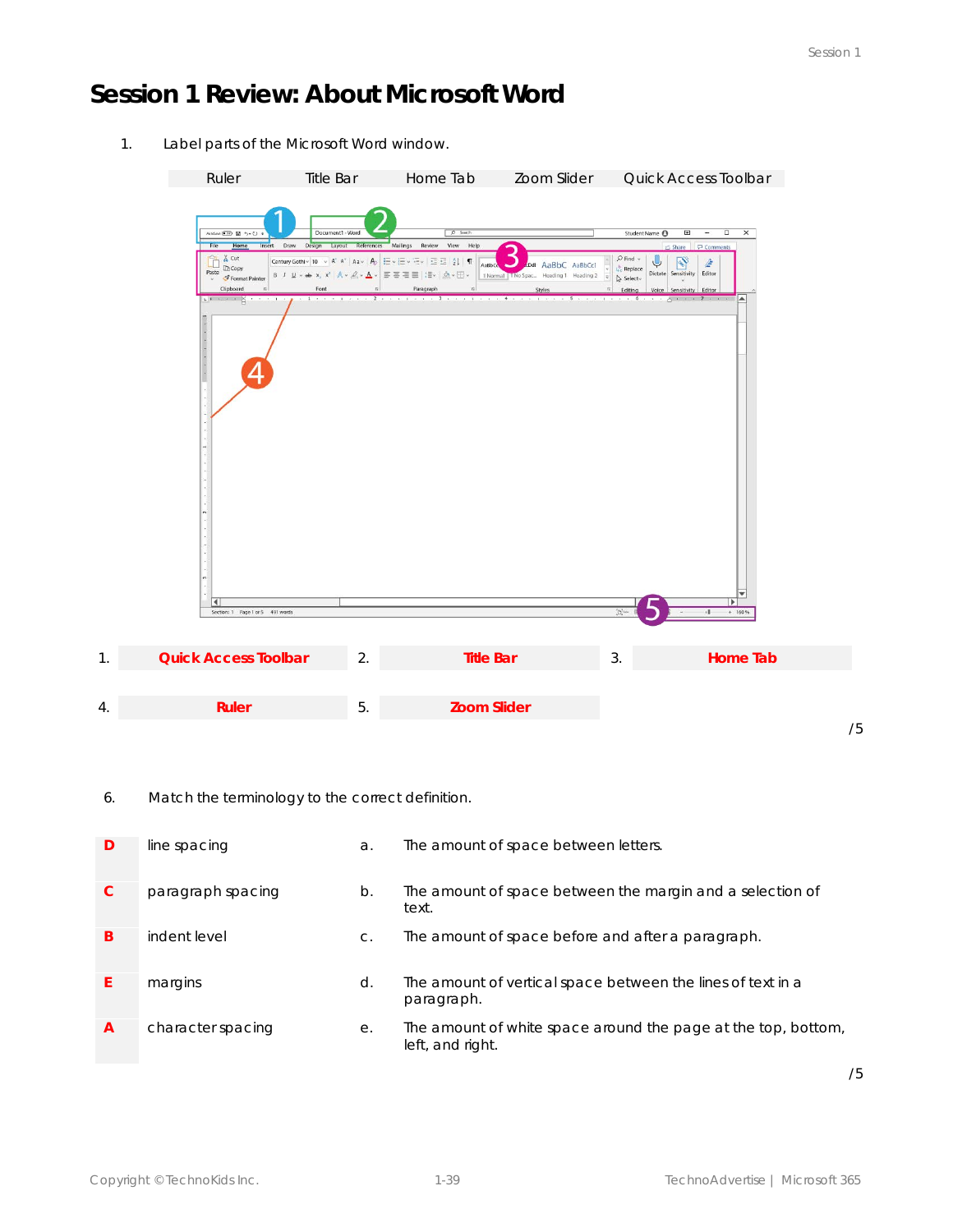# Session 1 Review: About Microsoft Word

1. Label parts of the Microsoft Word window.

| Ruler | Title Bar | Home Tab | Zoom Slider | Quick Access Toolbar |
|---|---|---|---|---|

| | | | | | |
|---|---|---|---|---|---|
| 1. | **Quick Access Toolbar** | 2. | **Title Bar** | 3. | **Home Tab** |
| 4. | **Ruler** | 5. | **Zoom Slider** | | |

/5

6. Match the terminology to the correct definition.

| | | | |
|---|---|---|---|
| **D** | line spacing | a. | The amount of space between letters. |
| **C** | paragraph spacing | b. | The amount of space between the margin and a selection of text. |
| **B** | indent level | c. | The amount of space before and after a paragraph. |
| **E** | margins | d. | The amount of vertical space between the lines of text in a paragraph. |
| **A** | character spacing | e. | The amount of white space around the page at the top, bottom, left, and right. |

/5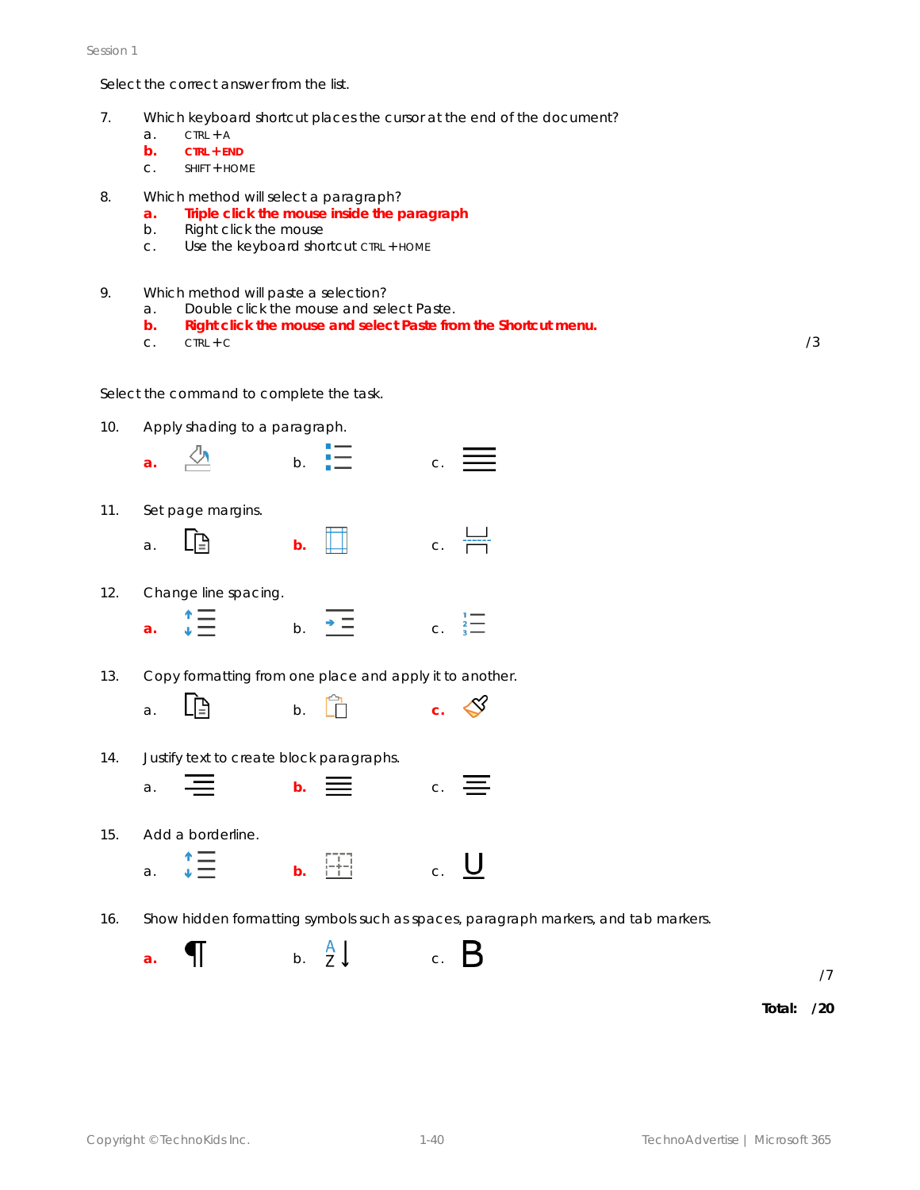Select the correct answer from the list.

7. Which keyboard shortcut places the cursor at the end of the document?
   a. CTRL + A
   **b. CTRL + END**
   c. SHIFT + HOME

8. Which method will select a paragraph?
   **a. Triple click the mouse inside the paragraph**
   b. Right click the mouse
   c. Use the keyboard shortcut CTRL + HOME

9. Which method will paste a selection?
   a. Double click the mouse and select Paste.
   **b. Right click the mouse and select Paste from the Shortcut menu.**
   c. CTRL + C

/3

Select the command to complete the task.

10. Apply shading to a paragraph.
    **a.** b. c.

11. Set page margins.
    a. **b.** c.

12. Change line spacing.
    **a.** b. c.

13. Copy formatting from one place and apply it to another.
    a. b. **c.**

14. Justify text to create block paragraphs.
    a. **b.** c.

15. Add a borderline.
    a. **b.** c.

16. Show hidden formatting symbols such as spaces, paragraph markers, and tab markers.
    **a.** ¶ b. A Z ↓ c. B

/7

**Total: /20**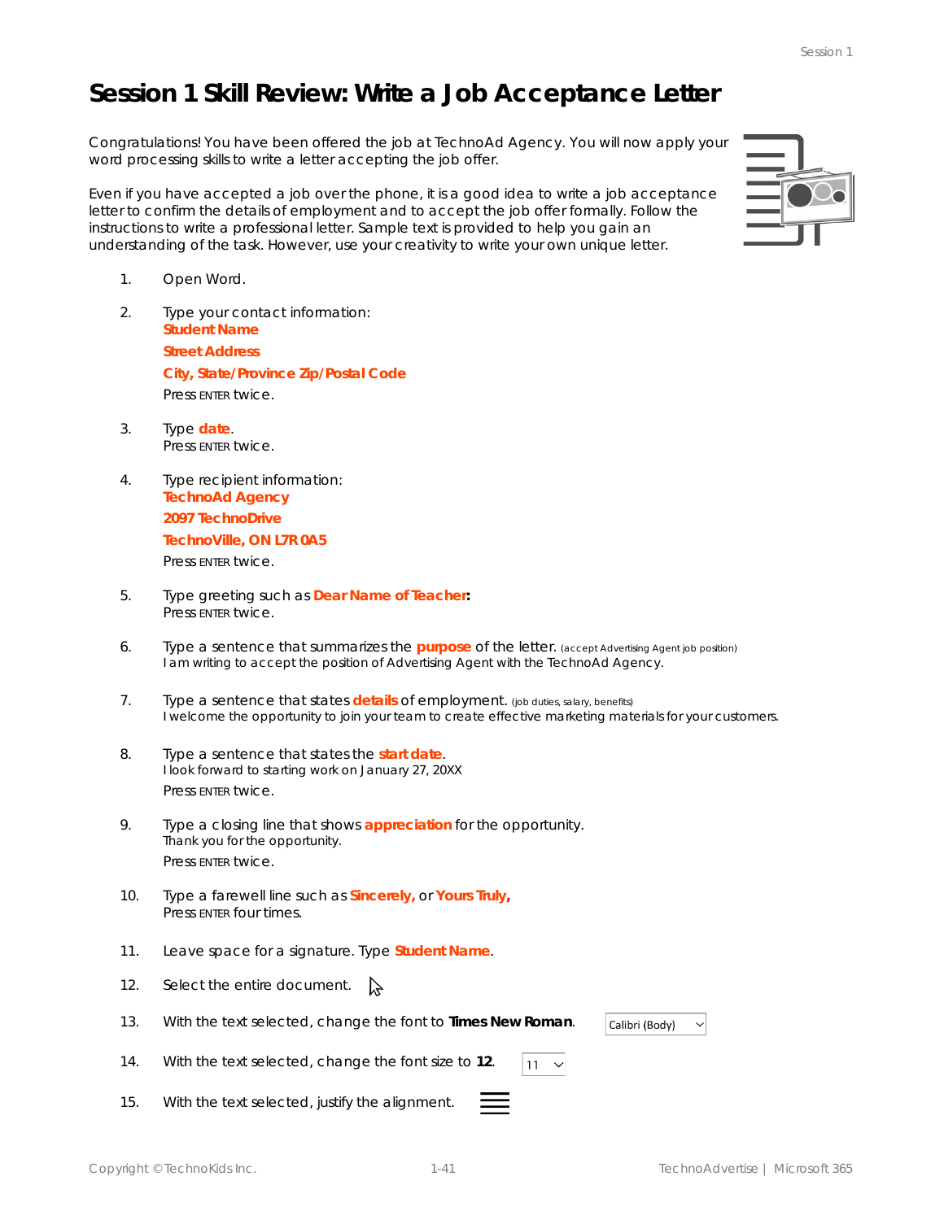# Session 1 Skill Review: Write a Job Acceptance Letter

Congratulations! You have been offered the job at TechnoAd Agency. You will now apply your word processing skills to write a letter accepting the job offer.

Even if you have accepted a job over the phone, it is a good idea to write a job acceptance letter to confirm the details of employment and to accept the job offer formally. Follow the instructions to write a professional letter. Sample text is provided to help you gain an understanding of the task. However, use your creativity to write your own unique letter.

1. Open Word.

2. Type your contact information:
   **Student Name**
   **Street Address**
   **City, State/Province Zip/Postal Code**
   Press ENTER twice.

3. Type **date**.
   Press ENTER twice.

4. Type recipient information:
   **TechnoAd Agency**
   **2097 TechnoDrive**
   **TechnoVille, ON L7R 0A5**
   Press ENTER twice.

5. Type greeting such as **Dear Name of Teacher:**
   Press ENTER twice.

6. Type a sentence that summarizes the **purpose** of the letter. (accept Advertising Agent job position)
   I am writing to accept the position of Advertising Agent with the TechnoAd Agency.

7. Type a sentence that states **details** of employment. (job duties, salary, benefits)
   I welcome the opportunity to join your team to create effective marketing materials for your customers.

8. Type a sentence that states the **start date**.
   I look forward to starting work on January 27, 20XX
   Press ENTER twice.

9. Type a closing line that shows **appreciation** for the opportunity.
   Thank you for the opportunity.
   Press ENTER twice.

10. Type a farewell line such as **Sincerely,** or **Yours Truly,**
    Press ENTER four times.

11. Leave space for a signature. Type **Student Name**.

12. Select the entire document.

13. With the text selected, change the font to **Times New Roman**. Calibri (Body)

14. With the text selected, change the font size to **12**. 11

15. With the text selected, justify the alignment.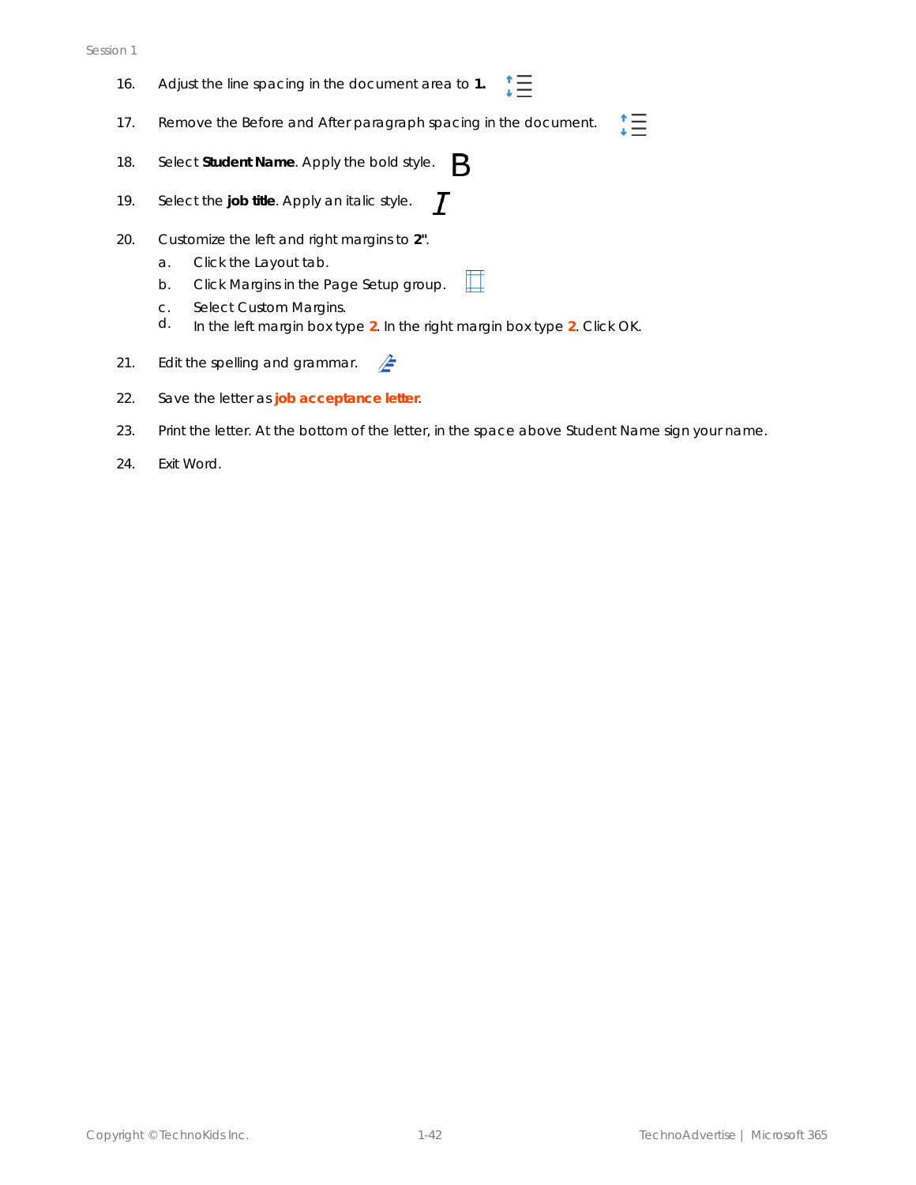16. Adjust the line spacing in the document area to **1.**

17. Remove the Before and After paragraph spacing in the document.

18. Select **Student Name**. Apply the bold style.

19. Select the **job title**. Apply an italic style.

20. Customize the left and right margins to **2"**.
    a. Click the Layout tab.
    b. Click Margins in the Page Setup group.
    c. Select Custom Margins.
    d. In the left margin box type **2**. In the right margin box type **2**. Click OK.

21. Edit the spelling and grammar.

22. Save the letter as **job acceptance letter**.

23. Print the letter. At the bottom of the letter, in the space above Student Name sign your name.

24. Exit Word.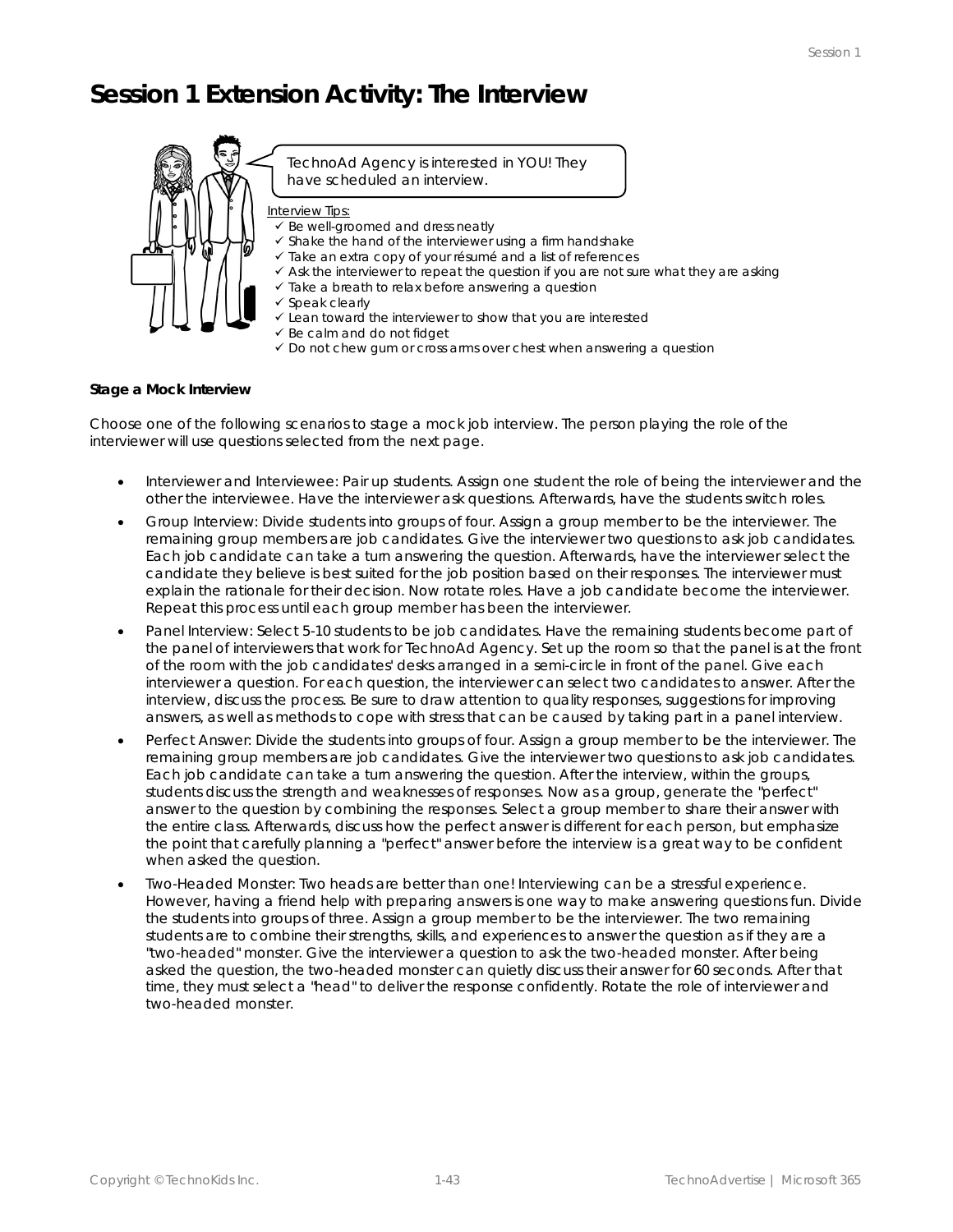# Session 1 Extension Activity: The Interview

TechnoAd Agency is interested in YOU! They have scheduled an interview.

Interview Tips:

- ✓ Be well-groomed and dress neatly
- ✓ Shake the hand of the interviewer using a firm handshake
- ✓ Take an extra copy of your résumé and a list of references
- ✓ Ask the interviewer to repeat the question if you are not sure what they are asking
- ✓ Take a breath to relax before answering a question
- ✓ Speak clearly
- ✓ Lean toward the interviewer to show that you are interested
- ✓ Be calm and do not fidget
- ✓ Do not chew gum or cross arms over chest when answering a question

**Stage a Mock Interview**

Choose one of the following scenarios to stage a mock job interview. The person playing the role of the interviewer will use questions selected from the next page.

- Interviewer and Interviewee: Pair up students. Assign one student the role of being the interviewer and the other the interviewee. Have the interviewer ask questions. Afterwards, have the students switch roles.
- Group Interview: Divide students into groups of four. Assign a group member to be the interviewer. The remaining group members are job candidates. Give the interviewer two questions to ask job candidates. Each job candidate can take a turn answering the question. Afterwards, have the interviewer select the candidate they believe is best suited for the job position based on their responses. The interviewer must explain the rationale for their decision. Now rotate roles. Have a job candidate become the interviewer. Repeat this process until each group member has been the interviewer.
- Panel Interview: Select 5-10 students to be job candidates. Have the remaining students become part of the panel of interviewers that work for TechnoAd Agency. Set up the room so that the panel is at the front of the room with the job candidates' desks arranged in a semi-circle in front of the panel. Give each interviewer a question. For each question, the interviewer can select two candidates to answer. After the interview, discuss the process. Be sure to draw attention to quality responses, suggestions for improving answers, as well as methods to cope with stress that can be caused by taking part in a panel interview.
- Perfect Answer: Divide the students into groups of four. Assign a group member to be the interviewer. The remaining group members are job candidates. Give the interviewer two questions to ask job candidates. Each job candidate can take a turn answering the question. After the interview, within the groups, students discuss the strength and weaknesses of responses. Now as a group, generate the "perfect" answer to the question by combining the responses. Select a group member to share their answer with the entire class. Afterwards, discuss how the perfect answer is different for each person, but emphasize the point that carefully planning a "perfect" answer before the interview is a great way to be confident when asked the question.
- Two-Headed Monster: Two heads are better than one! Interviewing can be a stressful experience. However, having a friend help with preparing answers is one way to make answering questions fun. Divide the students into groups of three. Assign a group member to be the interviewer. The two remaining students are to combine their strengths, skills, and experiences to answer the question as if they are a "two-headed" monster. Give the interviewer a question to ask the two-headed monster. After being asked the question, the two-headed monster can quietly discuss their answer for 60 seconds. After that time, they must select a "head" to deliver the response confidently. Rotate the role of interviewer and two-headed monster.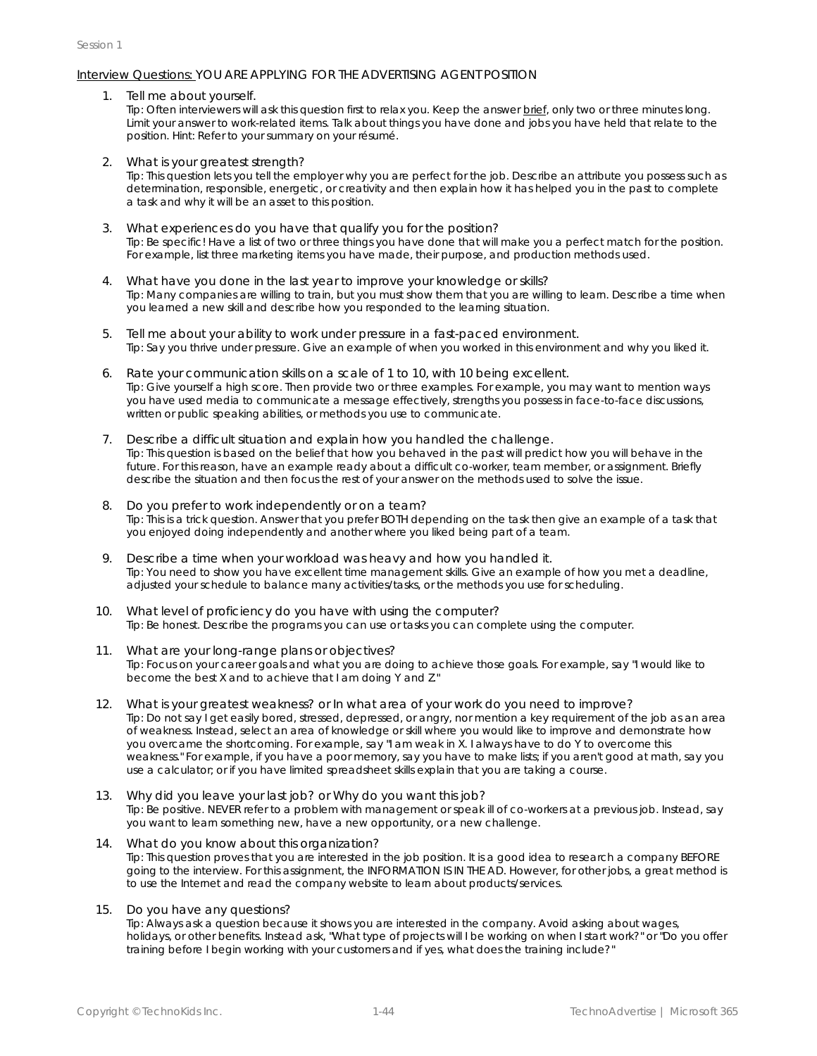<u>Interview Questions:</u> YOU ARE APPLYING FOR THE ADVERTISING AGENT POSITION

1. Tell me about yourself.
   Tip: Often interviewers will ask this question first to relax you. Keep the answer <u>brief</u>, only two or three minutes long. Limit your answer to work-related items. Talk about things you have done and jobs you have held that relate to the position. Hint: Refer to your summary on your résumé.

2. What is your greatest strength?
   Tip: This question lets you tell the employer why you are perfect for the job. Describe an attribute you possess such as determination, responsible, energetic, or creativity and then explain how it has helped you in the past to complete a task and why it will be an asset to this position.

3. What experiences do you have that qualify you for the position?
   Tip: Be specific! Have a list of two or three things you have done that will make you a perfect match for the position. For example, list three marketing items you have made, their purpose, and production methods used.

4. What have you done in the last year to improve your knowledge or skills?
   Tip: Many companies are willing to train, but you must show them that you are willing to learn. Describe a time when you learned a new skill and describe how you responded to the learning situation.

5. Tell me about your ability to work under pressure in a fast-paced environment.
   Tip: Say you thrive under pressure. Give an example of when you worked in this environment and why you liked it.

6. Rate your communication skills on a scale of 1 to 10, with 10 being excellent.
   Tip: Give yourself a high score. Then provide two or three examples. For example, you may want to mention ways you have used media to communicate a message effectively, strengths you possess in face-to-face discussions, written or public speaking abilities, or methods you use to communicate.

7. Describe a difficult situation and explain how you handled the challenge.
   Tip: This question is based on the belief that how you behaved in the past will predict how you will behave in the future. For this reason, have an example ready about a difficult co-worker, team member, or assignment. Briefly describe the situation and then focus the rest of your answer on the methods used to solve the issue.

8. Do you prefer to work independently or on a team?
   Tip: This is a trick question. Answer that you prefer BOTH depending on the task then give an example of a task that you enjoyed doing independently and another where you liked being part of a team.

9. Describe a time when your workload was heavy and how you handled it.
   Tip: You need to show you have excellent time management skills. Give an example of how you met a deadline, adjusted your schedule to balance many activities/tasks, or the methods you use for scheduling.

10. What level of proficiency do you have with using the computer?
    Tip: Be honest. Describe the programs you can use or tasks you can complete using the computer.

11. What are your long-range plans or objectives?
    Tip: Focus on your career goals and what you are doing to achieve those goals. For example, say "I would like to become the best X and to achieve that I am doing Y and Z."

12. What is your greatest weakness? or In what area of your work do you need to improve?
    Tip: Do not say I get easily bored, stressed, depressed, or angry, nor mention a key requirement of the job as an area of weakness. Instead, select an area of knowledge or skill where you would like to improve and demonstrate how you overcame the shortcoming. For example, say "I am weak in X. I always have to do Y to overcome this weakness." For example, if you have a poor memory, say you have to make lists; if you aren't good at math, say you use a calculator; or if you have limited spreadsheet skills explain that you are taking a course.

13. Why did you leave your last job? or Why do you want this job?
    Tip: Be positive. NEVER refer to a problem with management or speak ill of co-workers at a previous job. Instead, say you want to learn something new, have a new opportunity, or a new challenge.

14. What do you know about this organization?
    Tip: This question proves that you are interested in the job position. It is a good idea to research a company BEFORE going to the interview. For this assignment, the INFORMATION IS IN THE AD. However, for other jobs, a great method is to use the Internet and read the company website to learn about products/services.

15. Do you have any questions?
    Tip: Always ask a question because it shows you are interested in the company. Avoid asking about wages, holidays, or other benefits. Instead ask, "What type of projects will I be working on when I start work?" or "Do you offer training before I begin working with your customers and if yes, what does the training include?"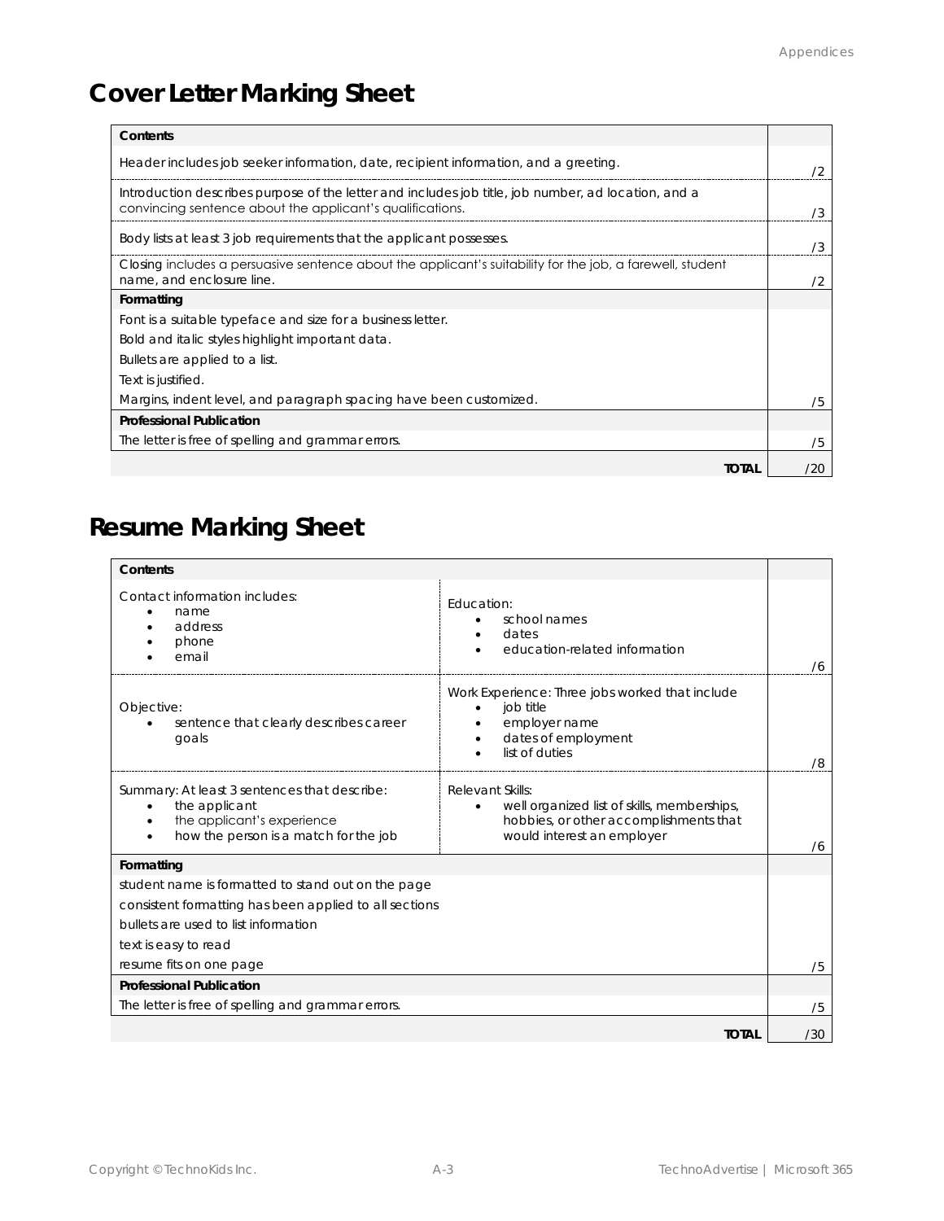# Cover Letter Marking Sheet

| Contents | |
|---|---|
| Header includes job seeker information, date, recipient information, and a greeting. | /2 |
| Introduction describes purpose of the letter and includes job title, job number, ad location, and a convincing sentence about the applicant's qualifications. | /3 |
| Body lists at least 3 job requirements that the applicant possesses. | /3 |
| Closing includes a persuasive sentence about the applicant's suitability for the job, a farewell, student name, and enclosure line. | /2 |
| **Formatting** | |
| Font is a suitable typeface and size for a business letter.<br>Bold and italic styles highlight important data.<br>Bullets are applied to a list.<br>Text is justified.<br>Margins, indent level, and paragraph spacing have been customized. | /5 |
| **Professional Publication** | |
| The letter is free of spelling and grammar errors. | /5 |
| **TOTAL** | /20 |

# Resume Marking Sheet

| Contents | | |
|---|---|---|
| Contact information includes:<br>• name<br>• address<br>• phone<br>• email | Education:<br>• school names<br>• dates<br>• education-related information | /6 |
| Objective:<br>• sentence that clearly describes career goals | Work Experience: Three jobs worked that include<br>• job title<br>• employer name<br>• dates of employment<br>• list of duties | /8 |
| Summary: At least 3 sentences that describe:<br>• the applicant<br>• the applicant's experience<br>• how the person is a match for the job | Relevant Skills:<br>• well organized list of skills, memberships, hobbies, or other accomplishments that would interest an employer | /6 |
| **Formatting** | | |
| student name is formatted to stand out on the page<br>consistent formatting has been applied to all sections<br>bullets are used to list information<br>text is easy to read<br>resume fits on one page | | /5 |
| **Professional Publication** | | |
| The letter is free of spelling and grammar errors. | | /5 |
| | **TOTAL** | /30 |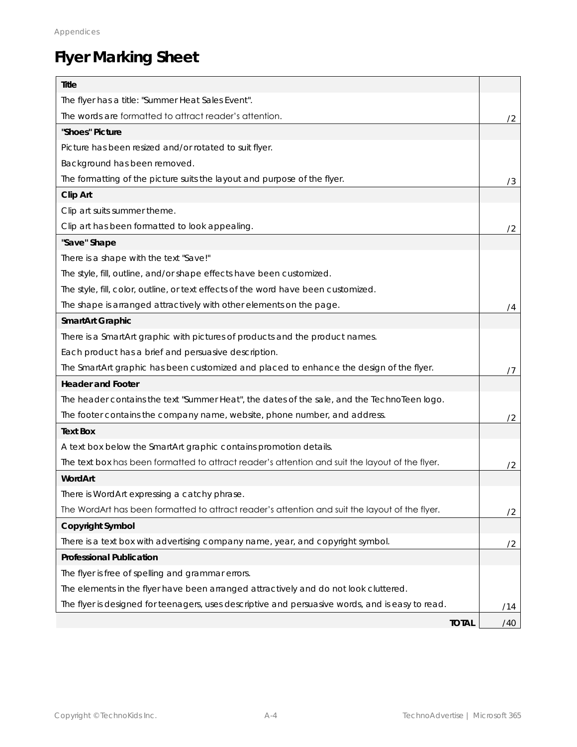# Flyer Marking Sheet

| Criteria | Mark |
|---|---|
| **Title** | |
| The flyer has a title: "Summer Heat Sales Event". | |
| The words are formatted to attract reader's attention. | /2 |
| **"Shoes" Picture** | |
| Picture has been resized and/or rotated to suit flyer. | |
| Background has been removed. | |
| The formatting of the picture suits the layout and purpose of the flyer. | /3 |
| **Clip Art** | |
| Clip art suits summer theme. | |
| Clip art has been formatted to look appealing. | /2 |
| **"Save" Shape** | |
| There is a shape with the text "Save!" | |
| The style, fill, outline, and/or shape effects have been customized. | |
| The style, fill, color, outline, or text effects of the word have been customized. | |
| The shape is arranged attractively with other elements on the page. | /4 |
| **SmartArt Graphic** | |
| There is a SmartArt graphic with pictures of products and the product names. | |
| Each product has a brief and persuasive description. | |
| The SmartArt graphic has been customized and placed to enhance the design of the flyer. | /7 |
| **Header and Footer** | |
| The header contains the text "Summer Heat", the dates of the sale, and the TechnoTeen logo. | |
| The footer contains the company name, website, phone number, and address. | /2 |
| **Text Box** | |
| A text box below the SmartArt graphic contains promotion details. | |
| The text box has been formatted to attract reader's attention and suit the layout of the flyer. | /2 |
| **WordArt** | |
| There is WordArt expressing a catchy phrase. | |
| The WordArt has been formatted to attract reader's attention and suit the layout of the flyer. | /2 |
| **Copyright Symbol** | |
| There is a text box with advertising company name, year, and copyright symbol. | /2 |
| **Professional Publication** | |
| The flyer is free of spelling and grammar errors. | |
| The elements in the flyer have been arranged attractively and do not look cluttered. | |
| The flyer is designed for teenagers, uses descriptive and persuasive words, and is easy to read. | /14 |
| **TOTAL** | /40 |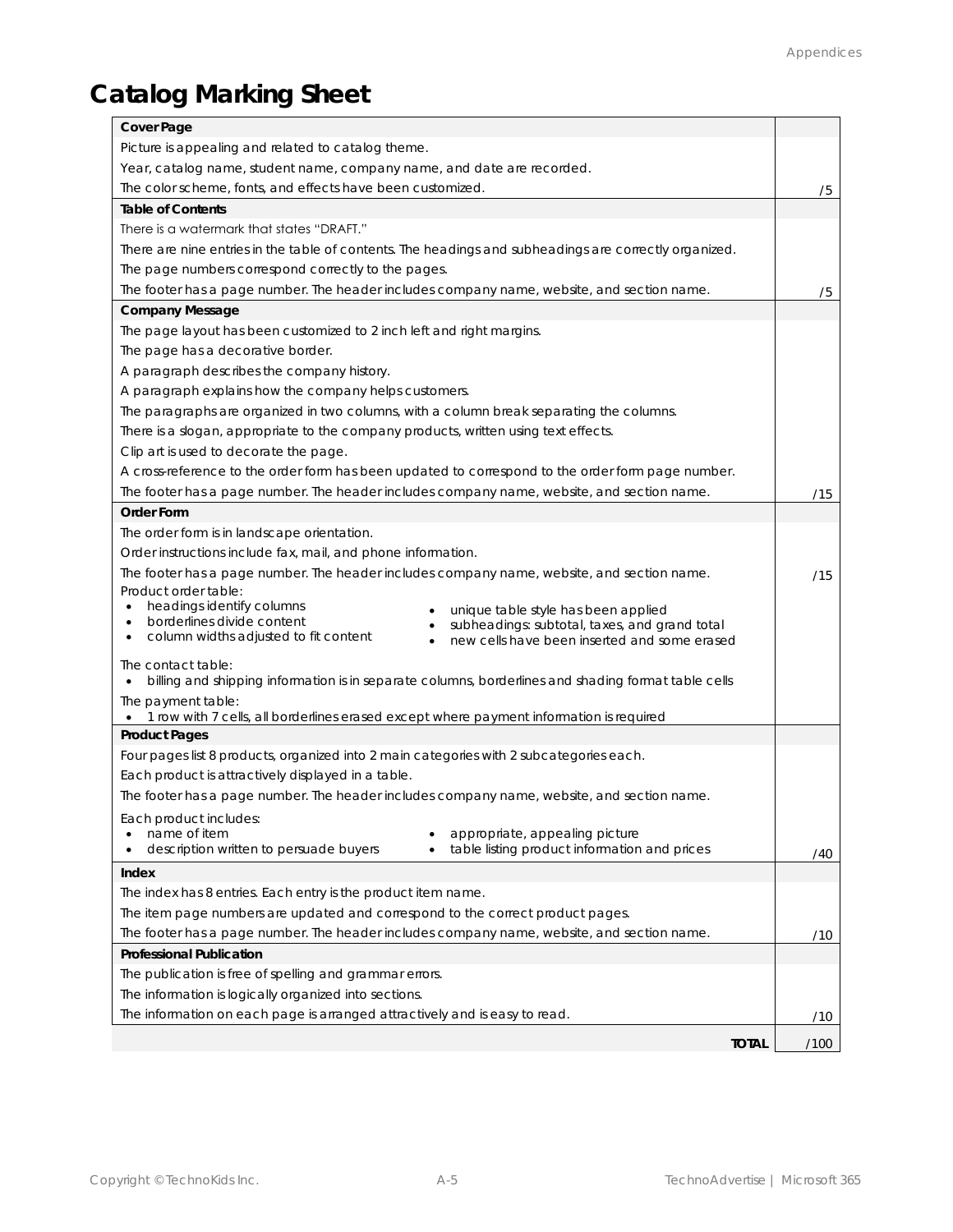# Catalog Marking Sheet

| Cover Page | |
|---|---|
| Picture is appealing and related to catalog theme.<br>Year, catalog name, student name, company name, and date are recorded.<br>The color scheme, fonts, and effects have been customized. | /5 |
| **Table of Contents** | |
| There is a watermark that states "DRAFT."<br>There are nine entries in the table of contents. The headings and subheadings are correctly organized.<br>The page numbers correspond correctly to the pages.<br>The footer has a page number. The header includes company name, website, and section name. | /5 |
| **Company Message** | |
| The page layout has been customized to 2 inch left and right margins.<br>The page has a decorative border.<br>A paragraph describes the company history.<br>A paragraph explains how the company helps customers.<br>The paragraphs are organized in two columns, with a column break separating the columns.<br>There is a slogan, appropriate to the company products, written using text effects.<br>Clip art is used to decorate the page.<br>A cross-reference to the order form has been updated to correspond to the order form page number.<br>The footer has a page number. The header includes company name, website, and section name. | /15 |
| **Order Form** | |
| The order form is in landscape orientation.<br>Order instructions include fax, mail, and phone information.<br>The footer has a page number. The header includes company name, website, and section name.<br>Product order table:<br>• headings identify columns<br>• borderlines divide content<br>• column widths adjusted to fit content<br>• unique table style has been applied<br>• subheadings: subtotal, taxes, and grand total<br>• new cells have been inserted and some erased<br>The contact table:<br>• billing and shipping information is in separate columns, borderlines and shading format table cells<br>The payment table:<br>• 1 row with 7 cells, all borderlines erased except where payment information is required | /15 |
| **Product Pages** | |
| Four pages list 8 products, organized into 2 main categories with 2 subcategories each.<br>Each product is attractively displayed in a table.<br>The footer has a page number. The header includes company name, website, and section name.<br>Each product includes:<br>• name of item<br>• description written to persuade buyers<br>• appropriate, appealing picture<br>• table listing product information and prices | /40 |
| **Index** | |
| The index has 8 entries. Each entry is the product item name.<br>The item page numbers are updated and correspond to the correct product pages.<br>The footer has a page number. The header includes company name, website, and section name. | /10 |
| **Professional Publication** | |
| The publication is free of spelling and grammar errors.<br>The information is logically organized into sections.<br>The information on each page is arranged attractively and is easy to read. | /10 |
| **TOTAL** | /100 |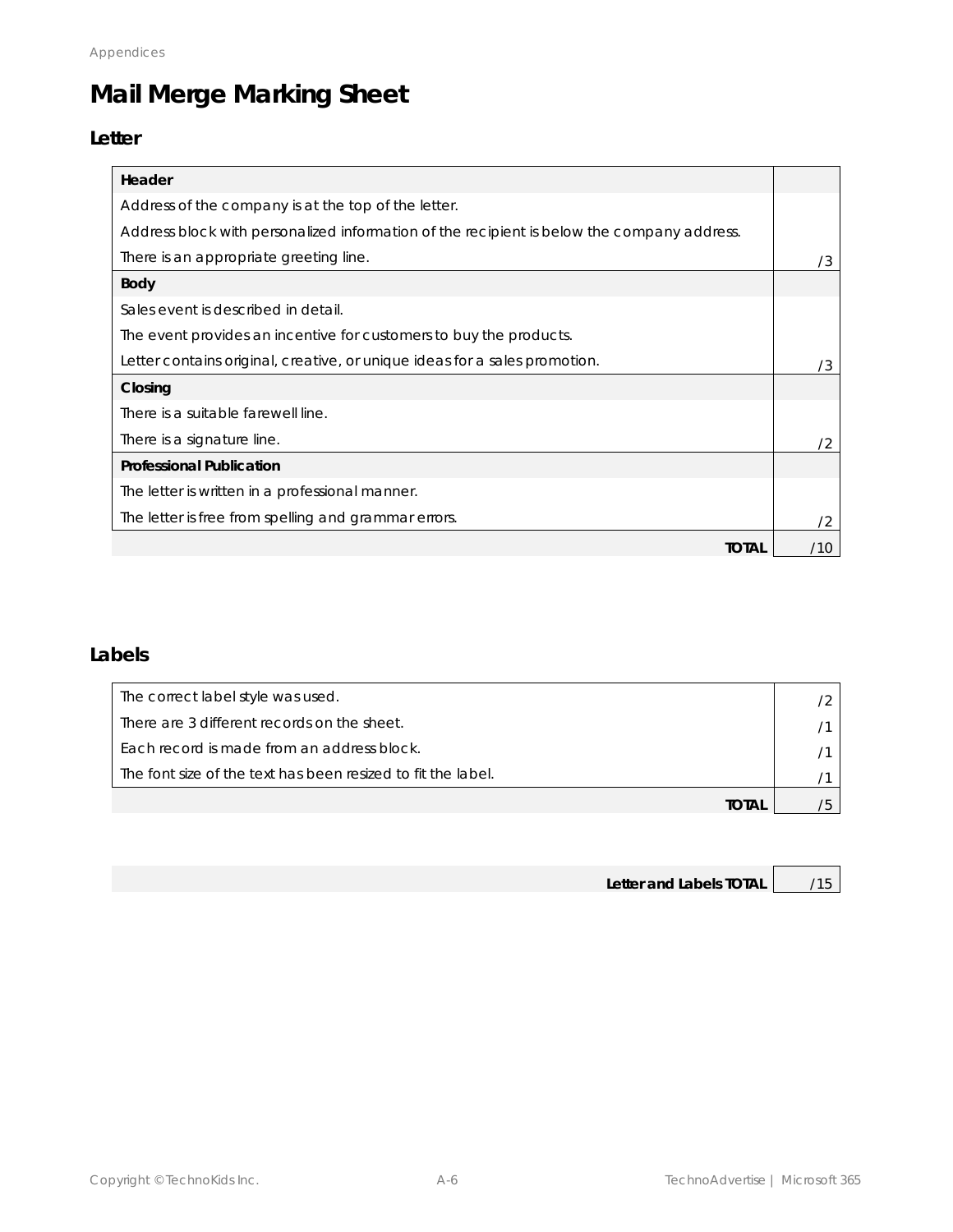# Mail Merge Marking Sheet

## Letter

| Header | |
|---|---|
| Address of the company is at the top of the letter.<br>Address block with personalized information of the recipient is below the company address.<br>There is an appropriate greeting line. | /3 |
| **Body** | |
| Sales event is described in detail.<br>The event provides an incentive for customers to buy the products.<br>Letter contains original, creative, or unique ideas for a sales promotion. | /3 |
| **Closing** | |
| There is a suitable farewell line.<br>There is a signature line. | /2 |
| **Professional Publication** | |
| The letter is written in a professional manner.<br>The letter is free from spelling and grammar errors. | /2 |
| **TOTAL** | /10 |

## Labels

| Criteria | Mark |
|---|---|
| The correct label style was used. | /2 |
| There are 3 different records on the sheet. | /1 |
| Each record is made from an address block. | /1 |
| The font size of the text has been resized to fit the label. | /1 |
| **TOTAL** | /5 |

| | |
|---|---|
| **Letter and Labels TOTAL** | /15 |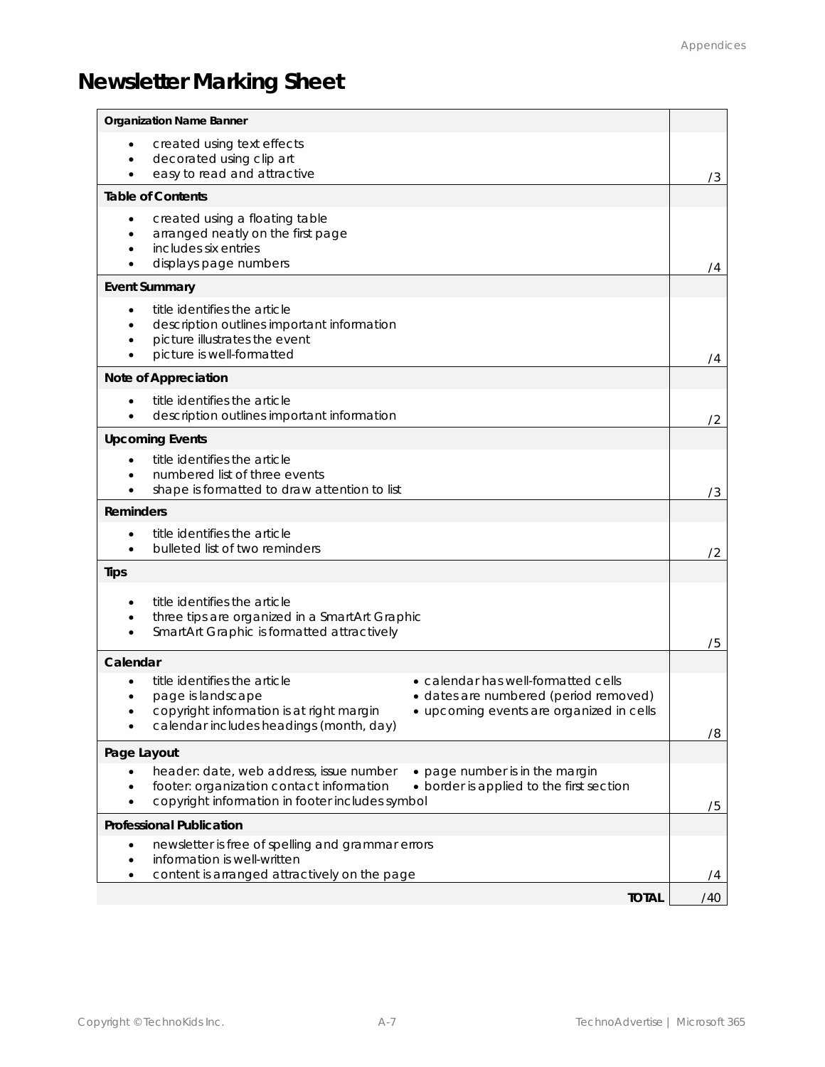# Newsletter Marking Sheet

| | |
|---|---|
| **Organization Name Banner** | |
| • created using text effects<br>• decorated using clip art<br>• easy to read and attractive | /3 |
| **Table of Contents** | |
| • created using a floating table<br>• arranged neatly on the first page<br>• includes six entries<br>• displays page numbers | /4 |
| **Event Summary** | |
| • title identifies the article<br>• description outlines important information<br>• picture illustrates the event<br>• picture is well-formatted | /4 |
| **Note of Appreciation** | |
| • title identifies the article<br>• description outlines important information | /2 |
| **Upcoming Events** | |
| • title identifies the article<br>• numbered list of three events<br>• shape is formatted to draw attention to list | /3 |
| **Reminders** | |
| • title identifies the article<br>• bulleted list of two reminders | /2 |
| **Tips** | |
| • title identifies the article<br>• three tips are organized in a SmartArt Graphic<br>• SmartArt Graphic is formatted attractively | /5 |
| **Calendar** | |
| • title identifies the article<br>• page is landscape<br>• copyright information is at right margin<br>• calendar includes headings (month, day)<br>• calendar has well-formatted cells<br>• dates are numbered (period removed)<br>• upcoming events are organized in cells | /8 |
| **Page Layout** | |
| • header: date, web address, issue number<br>• footer: organization contact information<br>• copyright information in footer includes symbol<br>• page number is in the margin<br>• border is applied to the first section | /5 |
| **Professional Publication** | |
| • newsletter is free of spelling and grammar errors<br>• information is well-written<br>• content is arranged attractively on the page | /4 |
| **TOTAL** | /40 |